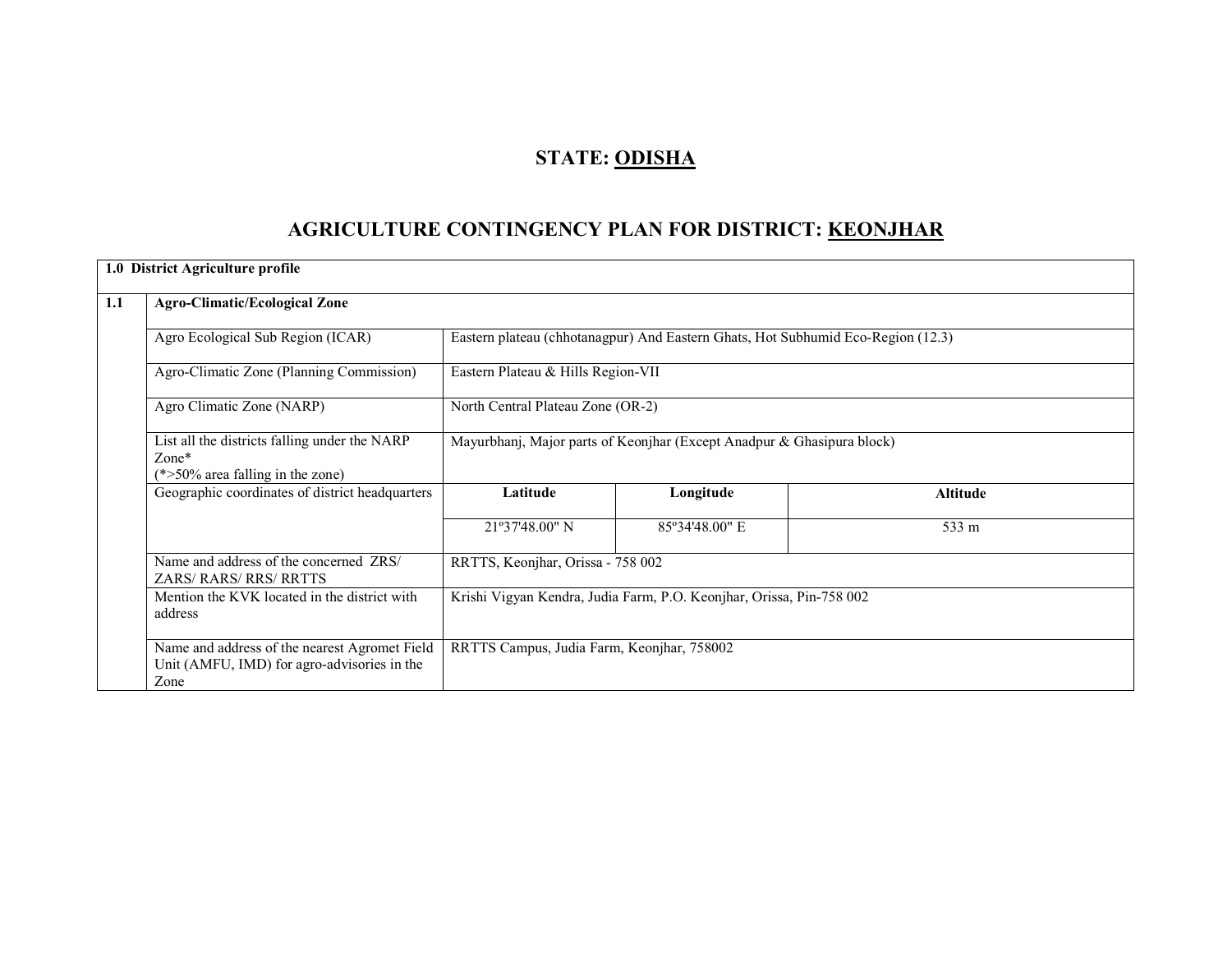# STATE: ODISHA

# AGRICULTURE CONTINGENCY PLAN FOR DISTRICT: KEONJHAR

| 1.0 District Agriculture profile | | | | |
|---|---|---|---|---|
| 1.1 | Agro-Climatic/Ecological Zone | | | |
| | Agro Ecological Sub Region (ICAR) | Eastern plateau (chhotanagpur) And Eastern Ghats, Hot Subhumid Eco-Region (12.3) | | |
| | Agro-Climatic Zone (Planning Commission) | Eastern Plateau & Hills Region-VII | | |
| | Agro Climatic Zone (NARP) | North Central Plateau Zone (OR-2) | | |
| | List all the districts falling under the NARP Zone* (*>50% area falling in the zone) | Mayurbhanj, Major parts of Keonjhar (Except Anadpur & Ghasipura block) | | |
| | Geographic coordinates of district headquarters | **Latitude** | **Longitude** | **Altitude** |
| | | 21º37'48.00" N | 85º34'48.00" E | 533 m |
| | Name and address of the concerned ZRS/ ZARS/ RARS/ RRS/ RRTTS | RRTTS, Keonjhar, Orissa - 758 002 | | |
| | Mention the KVK located in the district with address | Krishi Vigyan Kendra, Judia Farm, P.O. Keonjhar, Orissa, Pin-758 002 | | |
| | Name and address of the nearest Agromet Field Unit (AMFU, IMD) for agro-advisories in the Zone | RRTTS Campus, Judia Farm, Keonjhar, 758002 | | |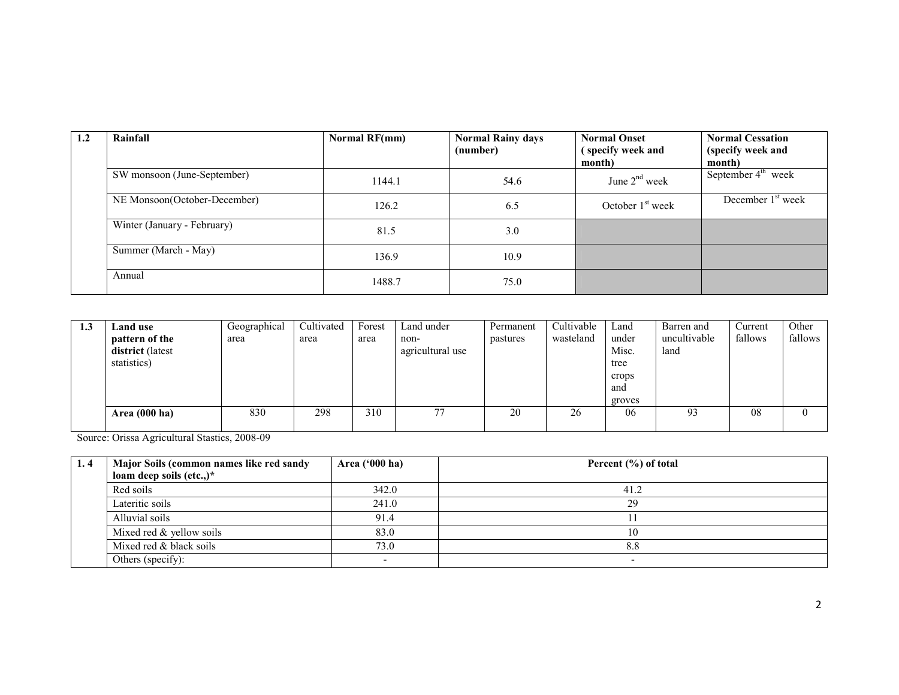| 1.2 | Rainfall | Normal RF(mm) | Normal Rainy days (number) | Normal Onset ( specify week and month) | Normal Cessation (specify week and month) |
|---|---|---|---|---|---|
| | SW monsoon (June-September) | 1144.1 | 54.6 | June 2nd week | September 4th week |
| | NE Monsoon(October-December) | 126.2 | 6.5 | October 1st week | December 1st week |
| | Winter (January - February) | 81.5 | 3.0 | | |
| | Summer (March - May) | 136.9 | 10.9 | | |
| | Annual | 1488.7 | 75.0 | | |

| 1.3 | **Land use pattern of the district** (latest statistics) | Geographical area | Cultivated area | Forest area | Land under non-agricultural use | Permanent pastures | Cultivable wasteland | Land under Misc. tree crops and groves | Barren and uncultivable land | Current fallows | Other fallows |
|---|---|---|---|---|---|---|---|---|---|---|---|
| | **Area (000 ha)** | 830 | 298 | 310 | 77 | 20 | 26 | 06 | 93 | 08 | 0 |

Source: Orissa Agricultural Stastics, 2008-09

| 1. 4 | Major Soils (common names like red sandy loam deep soils (etc.,)* | Area ('000 ha) | Percent (%) of total |
|---|---|---|---|
| | Red soils | 342.0 | 41.2 |
| | Lateritic soils | 241.0 | 29 |
| | Alluvial soils | 91.4 | 11 |
| | Mixed red & yellow soils | 83.0 | 10 |
| | Mixed red & black soils | 73.0 | 8.8 |
| | Others (specify): | - | - |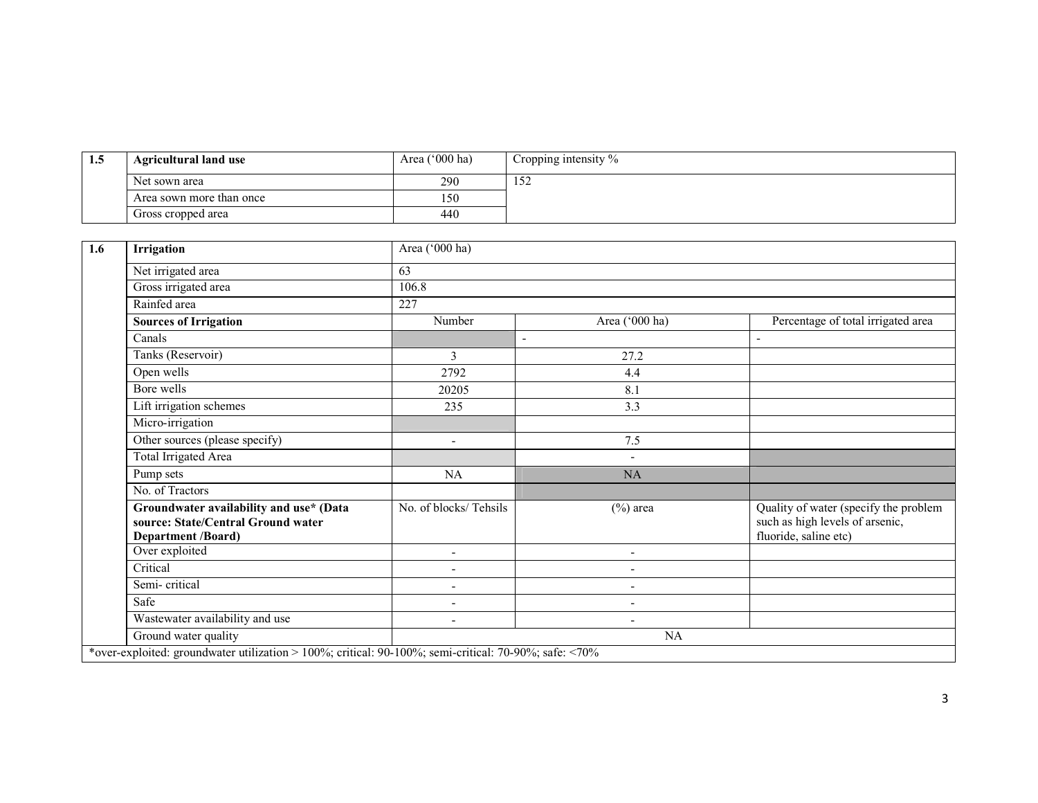| 1.5 | Agricultural land use | Area ('000 ha) | Cropping intensity % |
|---|---|---|---|
| | Net sown area | 290 | 152 |
| | Area sown more than once | 150 | |
| | Gross cropped area | 440 | |

| 1.6 | **Irrigation** | Area ('000 ha) | | |
|---|---|---|---|---|
| | Net irrigated area | 63 | | |
| | Gross irrigated area | 106.8 | | |
| | Rainfed area | 227 | | |
| | **Sources of Irrigation** | Number | Area ('000 ha) | Percentage of total irrigated area |
| | Canals | | - | - |
| | Tanks (Reservoir) | 3 | 27.2 | |
| | Open wells | 2792 | 4.4 | |
| | Bore wells | 20205 | 8.1 | |
| | Lift irrigation schemes | 235 | 3.3 | |
| | Micro-irrigation | | | |
| | Other sources (please specify) | - | 7.5 | |
| | Total Irrigated Area | | - | |
| | Pump sets | NA | NA | |
| | No. of Tractors | | | |
| | **Groundwater availability and use* (Data source: State/Central Ground water Department /Board)** | No. of blocks/ Tehsils | (%) area | Quality of water (specify the problem such as high levels of arsenic, fluoride, saline etc) |
| | Over exploited | - | - | |
| | Critical | - | - | |
| | Semi- critical | - | - | |
| | Safe | - | - | |
| | Wastewater availability and use | - | - | |
| | Ground water quality | NA | | |

*over-exploited: groundwater utilization > 100%; critical: 90-100%; semi-critical: 70-90%; safe: <70%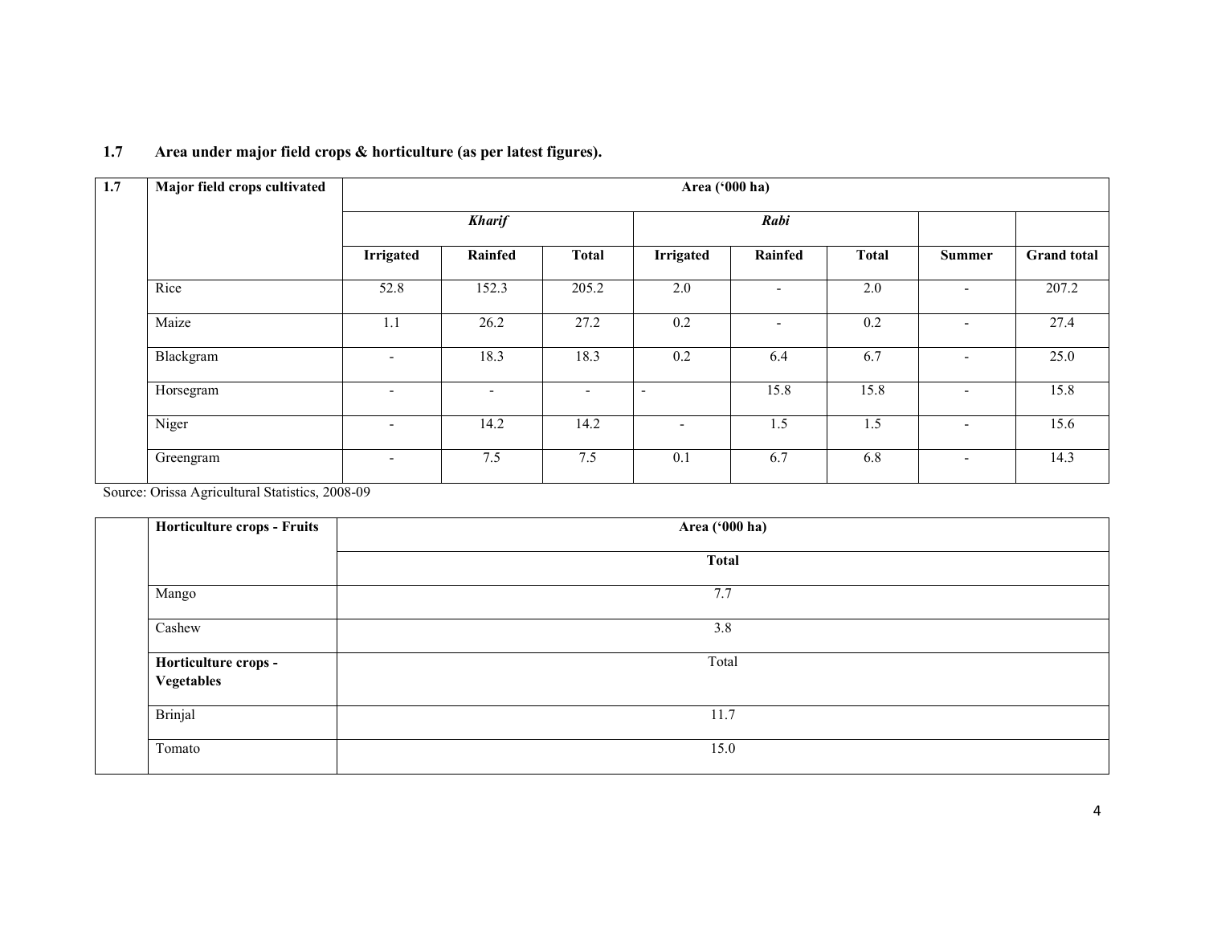**1.7 Area under major field crops & horticulture (as per latest figures).**

| 1.7 | Major field crops cultivated | Area ('000 ha) | | | | | | | |
|---|---|---|---|---|---|---|---|---|---|
| | | *Kharif* | | | *Rabi* | | | | |
| | | **Irrigated** | **Rainfed** | **Total** | **Irrigated** | **Rainfed** | **Total** | **Summer** | **Grand total** |
| | Rice | 52.8 | 152.3 | 205.2 | 2.0 | - | 2.0 | - | 207.2 |
| | Maize | 1.1 | 26.2 | 27.2 | 0.2 | - | 0.2 | - | 27.4 |
| | Blackgram | - | 18.3 | 18.3 | 0.2 | 6.4 | 6.7 | - | 25.0 |
| | Horsegram | - | - | - | - | 15.8 | 15.8 | - | 15.8 |
| | Niger | - | 14.2 | 14.2 | - | 1.5 | 1.5 | - | 15.6 |
| | Greengram | - | 7.5 | 7.5 | 0.1 | 6.7 | 6.8 | - | 14.3 |

Source: Orissa Agricultural Statistics, 2008-09

| | Horticulture crops - Fruits | Area ('000 ha) |
|---|---|---|
| | | **Total** |
| | Mango | 7.7 |
| | Cashew | 3.8 |
| | **Horticulture crops - Vegetables** | Total |
| | Brinjal | 11.7 |
| | Tomato | 15.0 |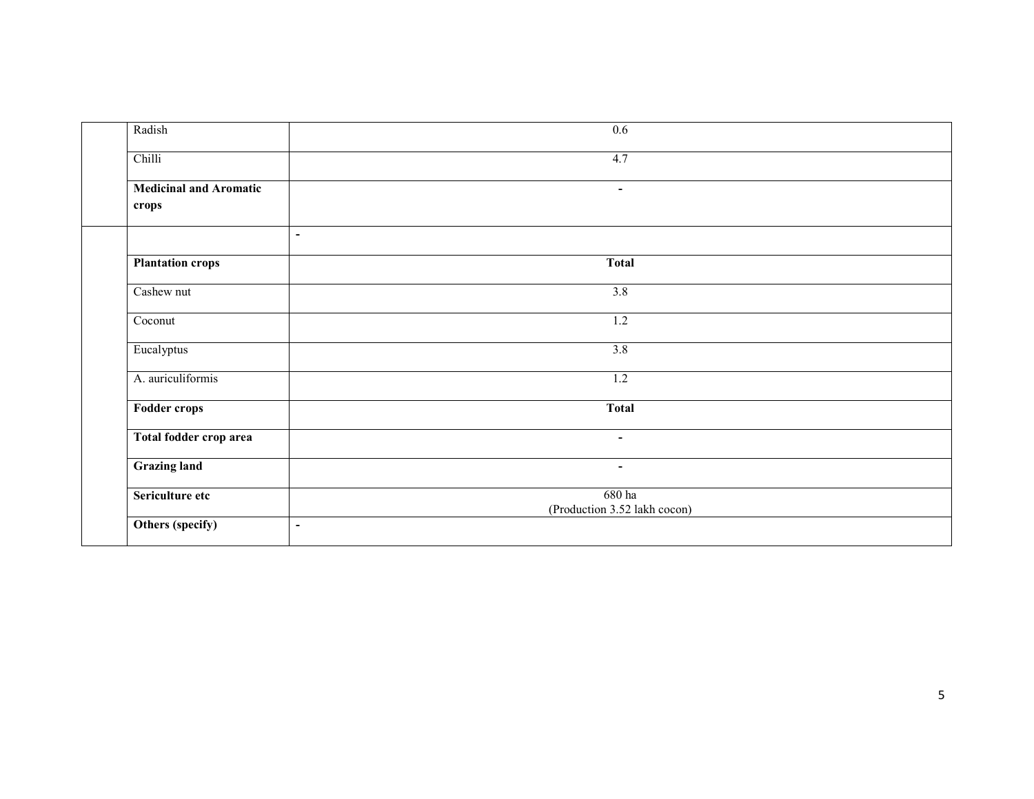| | | |
|---|---|---|
| | Radish | 0.6 |
| | Chilli | 4.7 |
| | **Medicinal and Aromatic crops** | - |
| | | - |
| | **Plantation crops** | **Total** |
| | Cashew nut | 3.8 |
| | Coconut | 1.2 |
| | Eucalyptus | 3.8 |
| | A. auriculiformis | 1.2 |
| | **Fodder crops** | **Total** |
| | **Total fodder crop area** | - |
| | **Grazing land** | - |
| | **Sericulture etc** | 680 ha (Production 3.52 lakh cocon) |
| | **Others (specify)** | - |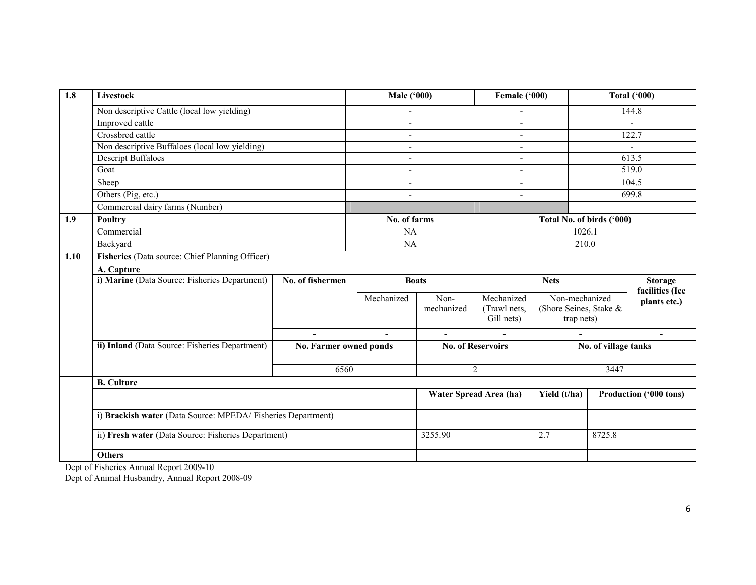| 1.8 | Livestock | Male ('000) | Female ('000) | Total ('000) |
|---|---|---|---|---|
| | Non descriptive Cattle (local low yielding) | - | - | 144.8 |
| | Improved cattle | - | - | - |
| | Crossbred cattle | - | - | 122.7 |
| | Non descriptive Buffaloes (local low yielding) | - | - | - |
| | Descript Buffaloes | - | - | 613.5 |
| | Goat | - | - | 519.0 |
| | Sheep | - | - | 104.5 |
| | Others (Pig, etc.) | - | - | 699.8 |
| | Commercial dairy farms (Number) | | | |
| **1.9** | **Poultry** | **No. of farms** | **Total No. of birds ('000)** | |
| | Commercial | NA | 1026.1 | |
| | Backyard | NA | 210.0 | |

| 1.10 | Fisheries (Data source: Chief Planning Officer) | | | | | | |
|---|---|---|---|---|---|---|---|
| | **A. Capture** | | | | | | |
| | **i) Marine** (Data Source: Fisheries Department) | **No. of fishermen** | **Boats** | | **Nets** | | **Storage facilities (Ice plants etc.)** |
| | | | Mechanized | Non-mechanized | Mechanized (Trawl nets, Gill nets) | Non-mechanized (Shore Seines, Stake & trap nets) | |
| | | - | - | - | - | - | - |
| | **ii) Inland** (Data Source: Fisheries Department) | **No. Farmer owned ponds** | | **No. of Reservoirs** | | **No. of village tanks** | |
| | | 6560 | | 2 | | 3447 | |
| | **B. Culture** | | | | | | |
| | | | | **Water Spread Area (ha)** | | **Yield (t/ha)** | **Production ('000 tons)** |
| | i) **Brackish water** (Data Source: MPEDA/ Fisheries Department) | | | | | | |
| | ii) **Fresh water** (Data Source: Fisheries Department) | | | 3255.90 | | 2.7 | 8725.8 |
| | **Others** | | | | | | |

Dept of Fisheries Annual Report 2009-10

Dept of Animal Husbandry, Annual Report 2008-09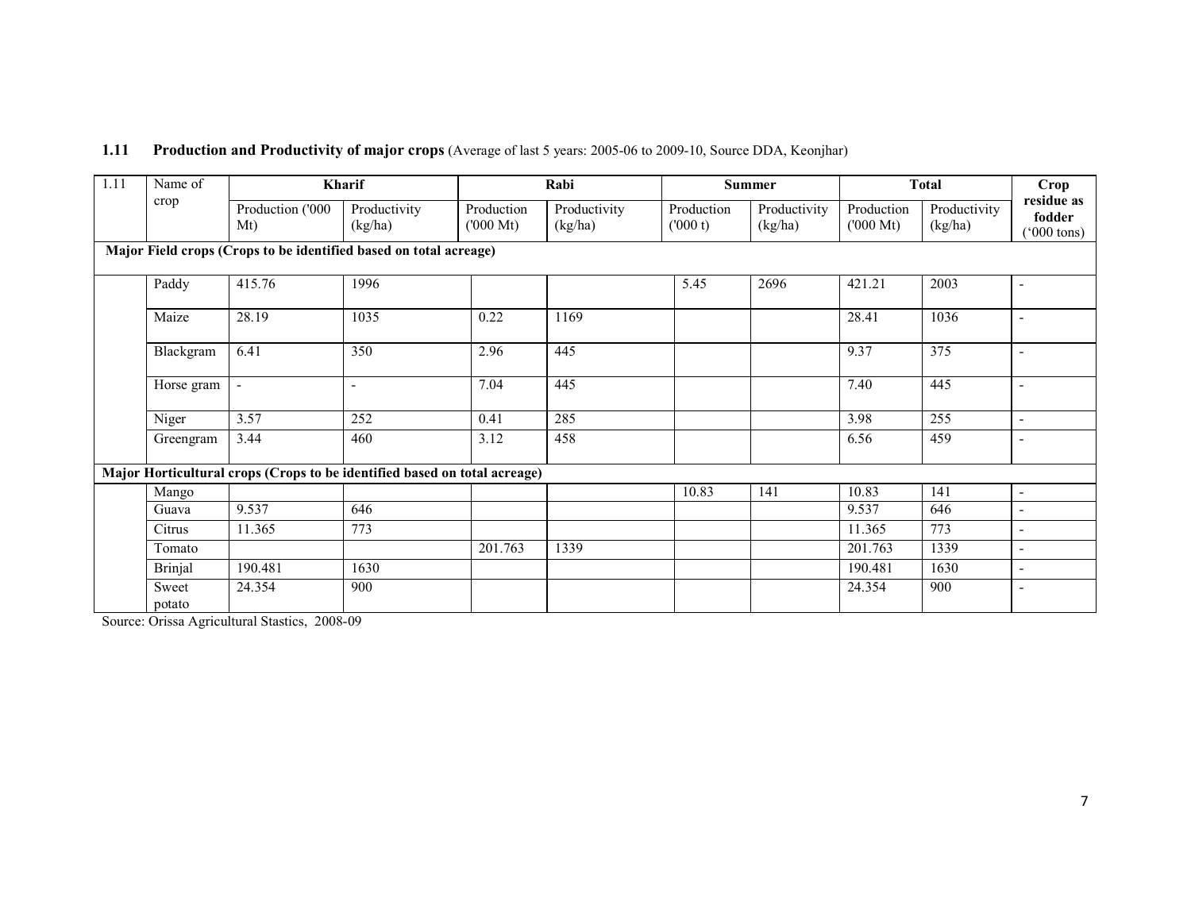### 1.11 Production and Productivity of major crops (Average of last 5 years: 2005-06 to 2009-10, Source DDA, Keonjhar)

| 1.11 | Name of crop | Kharif | | Rabi | | Summer | | Total | | Crop residue as fodder ('000 tons) |
|---|---|---|---|---|---|---|---|---|---|---|
| | | Production ('000 Mt) | Productivity (kg/ha) | Production ('000 Mt) | Productivity (kg/ha) | Production ('000 t) | Productivity (kg/ha) | Production ('000 Mt) | Productivity (kg/ha) | |
| **Major Field crops (Crops to be identified based on total acreage)** | | | | | | | | | | |
| | Paddy | 415.76 | 1996 | | | 5.45 | 2696 | 421.21 | 2003 | - |
| | Maize | 28.19 | 1035 | 0.22 | 1169 | | | 28.41 | 1036 | - |
| | Blackgram | 6.41 | 350 | 2.96 | 445 | | | 9.37 | 375 | - |
| | Horse gram | - | - | 7.04 | 445 | | | 7.40 | 445 | - |
| | Niger | 3.57 | 252 | 0.41 | 285 | | | 3.98 | 255 | - |
| | Greengram | 3.44 | 460 | 3.12 | 458 | | | 6.56 | 459 | - |
| **Major Horticultural crops (Crops to be identified based on total acreage)** | | | | | | | | | | |
| | Mango | | | | | 10.83 | 141 | 10.83 | 141 | - |
| | Guava | 9.537 | 646 | | | | | 9.537 | 646 | - |
| | Citrus | 11.365 | 773 | | | | | 11.365 | 773 | - |
| | Tomato | | | 201.763 | 1339 | | | 201.763 | 1339 | - |
| | Brinjal | 190.481 | 1630 | | | | | 190.481 | 1630 | - |
| | Sweet potato | 24.354 | 900 | | | | | 24.354 | 900 | - |

Source: Orissa Agricultural Stastics, 2008-09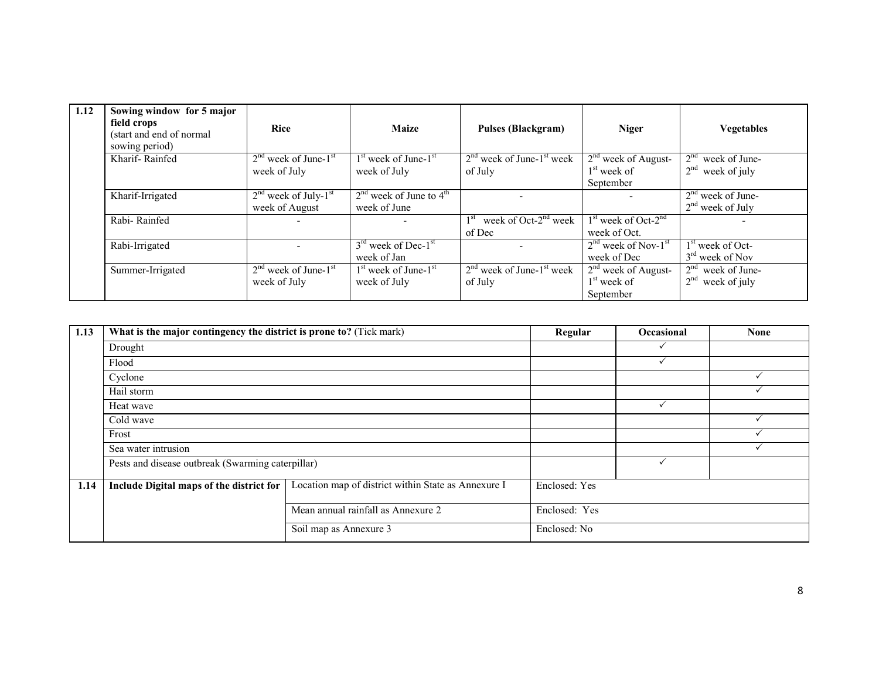| 1.12 | Sowing window for 5 major field crops (start and end of normal sowing period) | Rice | Maize | Pulses (Blackgram) | Niger | Vegetables |
|---|---|---|---|---|---|---|
| | Kharif- Rainfed | 2nd week of June-1st week of July | 1st week of June-1st week of July | 2nd week of June-1st week of July | 2nd week of August-1st week of September | 2nd week of June-2nd week of july |
| | Kharif-Irrigated | 2nd week of July-1st week of August | 2nd week of June to 4th week of June | - | - | 2nd week of June-2nd week of July |
| | Rabi- Rainfed | - | - | 1st week of Oct-2nd week of Dec | 1st week of Oct-2nd week of Oct. | - |
| | Rabi-Irrigated | - | 3rd week of Dec-1st week of Jan | - | 2nd week of Nov-1st week of Dec | 1st week of Oct-3rd week of Nov |
| | Summer-Irrigated | 2nd week of June-1st week of July | 1st week of June-1st week of July | 2nd week of June-1st week of July | 2nd week of August-1st week of September | 2nd week of June-2nd week of july |

| 1.13 | **What is the major contingency the district is prone to?** (Tick mark) | **Regular** | **Occasional** | **None** |
|---|---|---|---|---|
| | Drought | | ✓ | |
| | Flood | | ✓ | |
| | Cyclone | | | ✓ |
| | Hail storm | | | ✓ |
| | Heat wave | | ✓ | |
| | Cold wave | | | ✓ |
| | Frost | | | ✓ |
| | Sea water intrusion | | | ✓ |
| | Pests and disease outbreak (Swarming caterpillar) | | ✓ | |

| 1.14 | **Include Digital maps of the district for** | Location map of district within State as Annexure I | Enclosed: Yes |
|---|---|---|---|
| | | Mean annual rainfall as Annexure 2 | Enclosed: Yes |
| | | Soil map as Annexure 3 | Enclosed: No |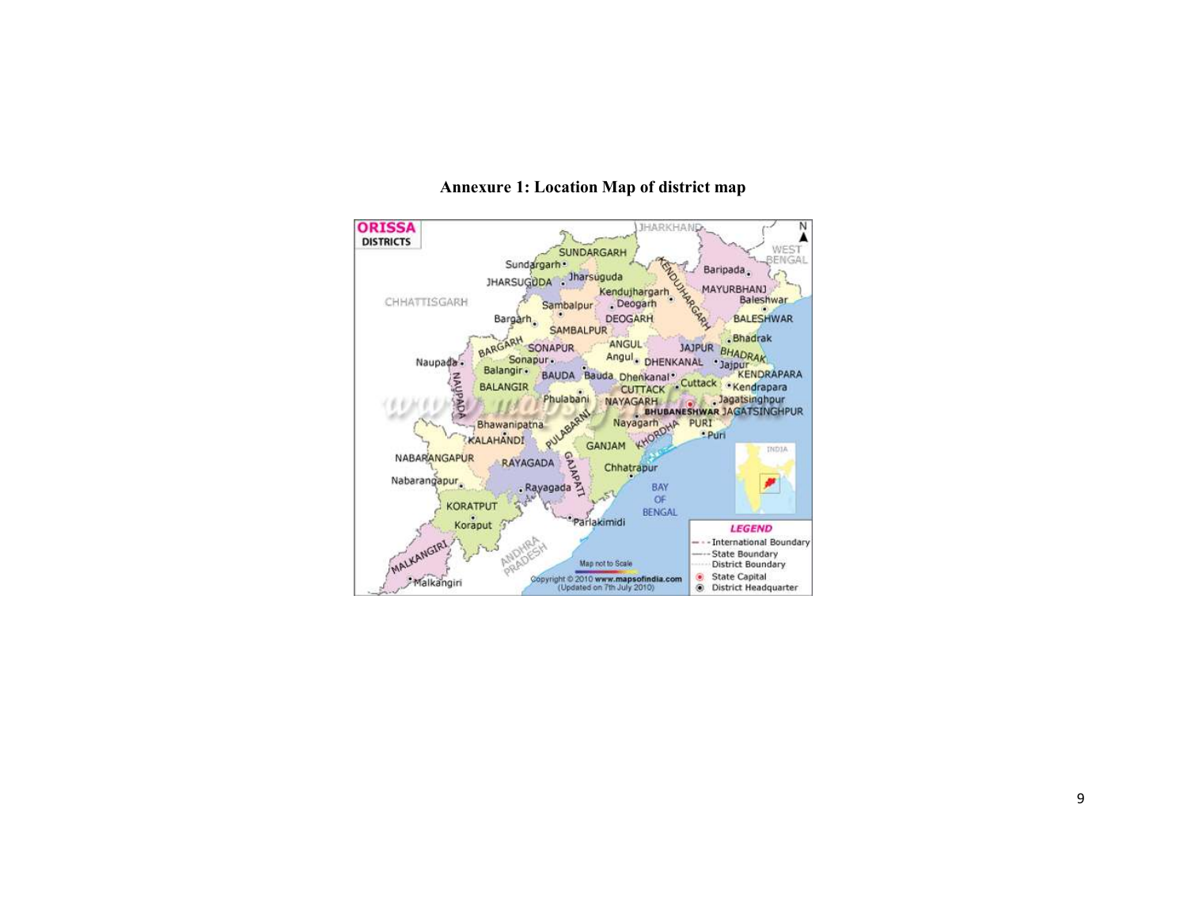**Annexure 1: Location Map of district map**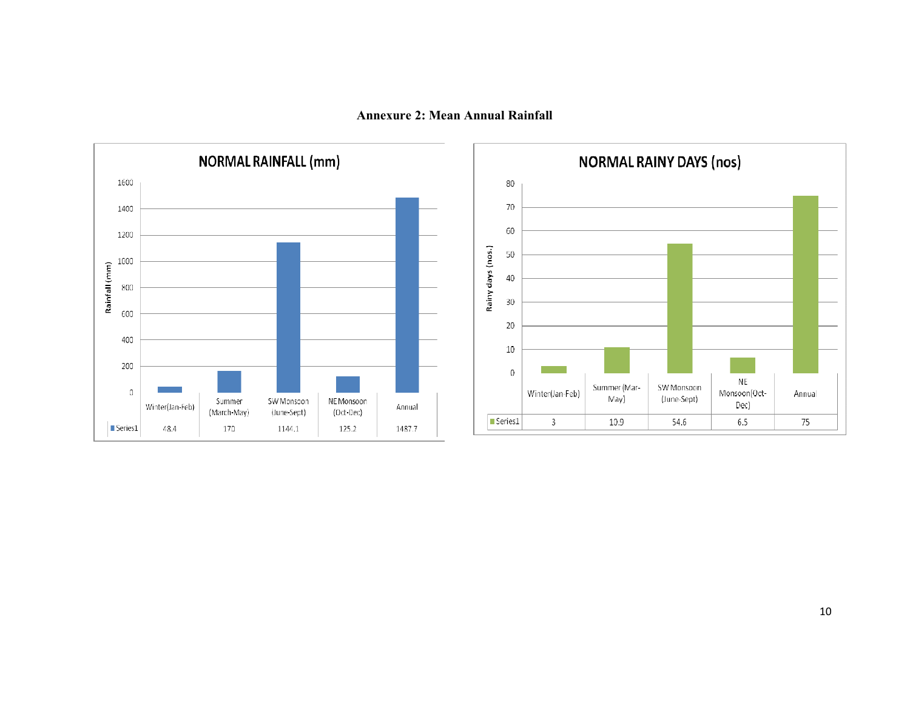### Annexure 2: Mean Annual Rainfall

**NORMAL RAINFALL (mm)**

| | Winter(Jan-Feb) | Summer (March-May) | SW Monsoon (June-Sept) | NE Monsoon (Oct-Dec) | Annual |
|---|---|---|---|---|---|
| Series1 | 48.4 | 170 | 1144.1 | 125.2 | 1487.7 |

**NORMAL RAINY DAYS (nos)**

| | Winter(Jan-Feb) | Summer (Mar-May) | SW Monsoon (June-Sept) | NE Monsoon(Oct-Dec) | Annual |
|---|---|---|---|---|---|
| Series1 | 3 | 10.9 | 54.6 | 6.5 | 75 |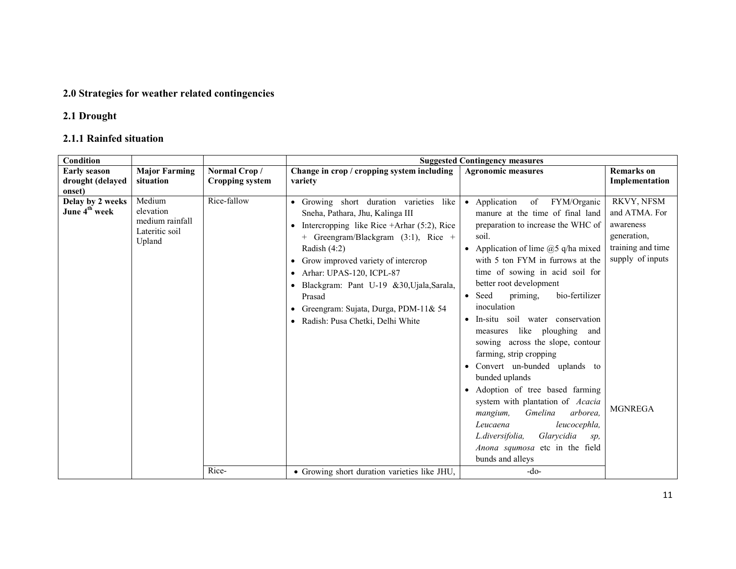## 2.0 Strategies for weather related contingencies

### 2.1 Drought

#### 2.1.1 Rainfed situation

| Condition | | | Suggested Contingency measures | | |
|---|---|---|---|---|---|
| **Early season drought (delayed onset)** | **Major Farming situation** | **Normal Crop / Cropping system** | **Change in crop / cropping system including variety** | **Agronomic measures** | **Remarks on Implementation** |
| **Delay by 2 weeks June 4th week** | Medium elevation medium rainfall Lateritic soil Upland | Rice-fallow | • Growing short duration varieties like Sneha, Pathara, Jhu, Kalinga III<br>• Intercropping like Rice +Arhar (5:2), Rice + Greengram/Blackgram (3:1), Rice + Radish (4:2)<br>• Grow improved variety of intercrop<br>• Arhar: UPAS-120, ICPL-87<br>• Blackgram: Pant U-19 &30,Ujala,Sarala, Prasad<br>• Greengram: Sujata, Durga, PDM-11& 54<br>• Radish: Pusa Chetki, Delhi White | • Application of FYM/Organic manure at the time of final land preparation to increase the WHC of soil.<br>• Application of lime @5 q/ha mixed with 5 ton FYM in furrows at the time of sowing in acid soil for better root development<br>• Seed priming, bio-fertilizer inoculation<br>• In-situ soil water conservation measures like ploughing and sowing across the slope, contour farming, strip cropping<br>• Convert un-bunded uplands to bunded uplands<br>• Adoption of tree based farming system with plantation of *Acacia mangium, Gmelina arborea, Leucaena leucocephla, L.diversifolia, Glarycidia sp, Anona squmosa* etc in the field bunds and alleys | RKVY, NFSM and ATMA. For awareness generation, training and time supply of inputs<br><br>MGNREGA |
| | | Rice- | • Growing short duration varieties like JHU, | -do- | |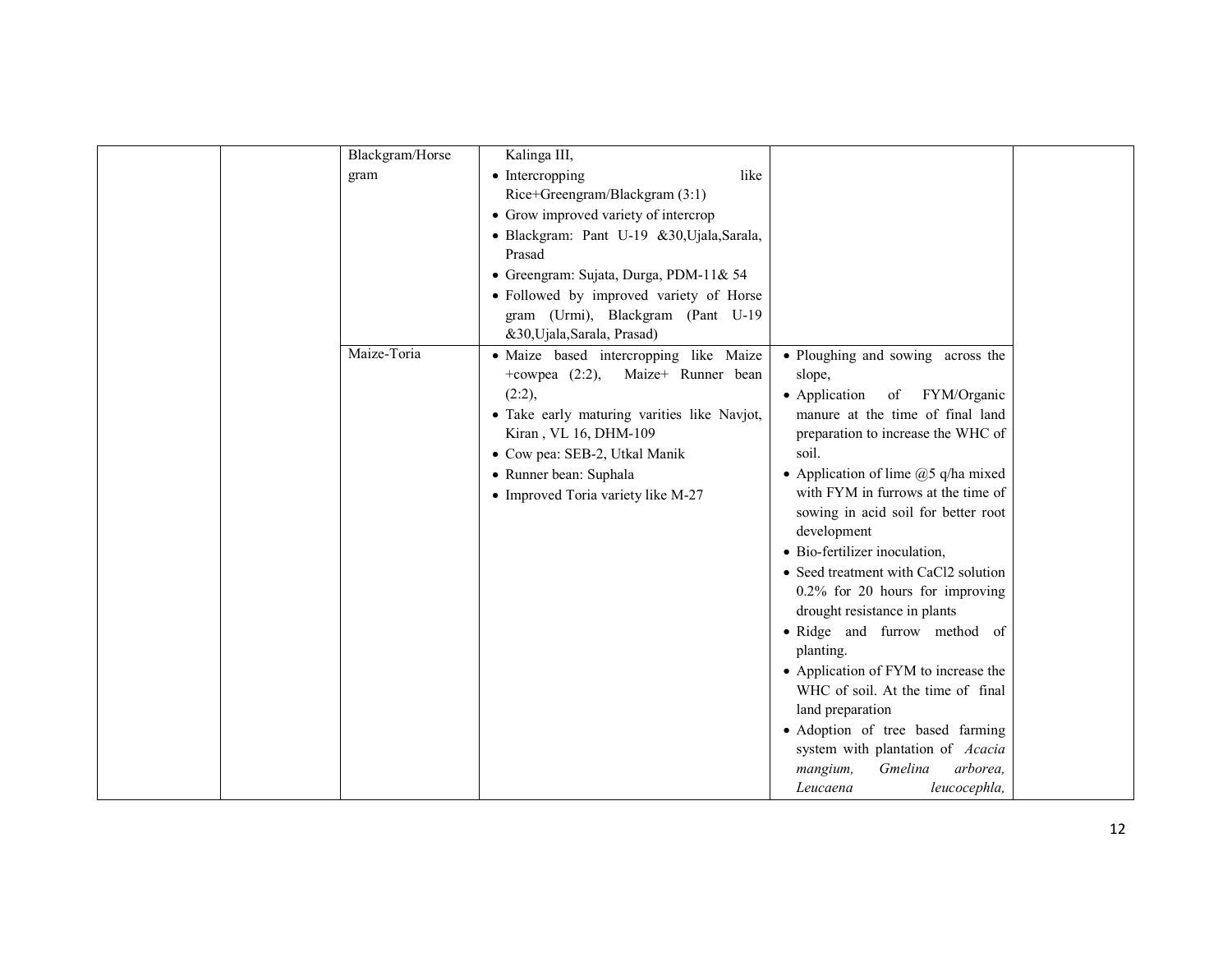| | | | | | |
|---|---|---|---|---|---|
| | | Blackgram/Horse gram | Kalinga III,<br>• Intercropping like Rice+Greengram/Blackgram (3:1)<br>• Grow improved variety of intercrop<br>• Blackgram: Pant U-19 &30,Ujala,Sarala, Prasad<br>• Greengram: Sujata, Durga, PDM-11& 54<br>• Followed by improved variety of Horse gram (Urmi), Blackgram (Pant U-19 &30,Ujala,Sarala, Prasad) | | |
| | | Maize-Toria | • Maize based intercropping like Maize +cowpea (2:2), Maize+ Runner bean (2:2),<br>• Take early maturing varities like Navjot, Kiran , VL 16, DHM-109<br>• Cow pea: SEB-2, Utkal Manik<br>• Runner bean: Suphala<br>• Improved Toria variety like M-27 | • Ploughing and sowing across the slope,<br>• Application of FYM/Organic manure at the time of final land preparation to increase the WHC of soil.<br>• Application of lime @5 q/ha mixed with FYM in furrows at the time of sowing in acid soil for better root development<br>• Bio-fertilizer inoculation,<br>• Seed treatment with $CaCl_2$ solution 0.2% for 20 hours for improving drought resistance in plants<br>• Ridge and furrow method of planting.<br>• Application of FYM to increase the WHC of soil. At the time of final land preparation<br>• Adoption of tree based farming system with plantation of *Acacia mangium, Gmelina arborea, Leucaena leucocephla,* | |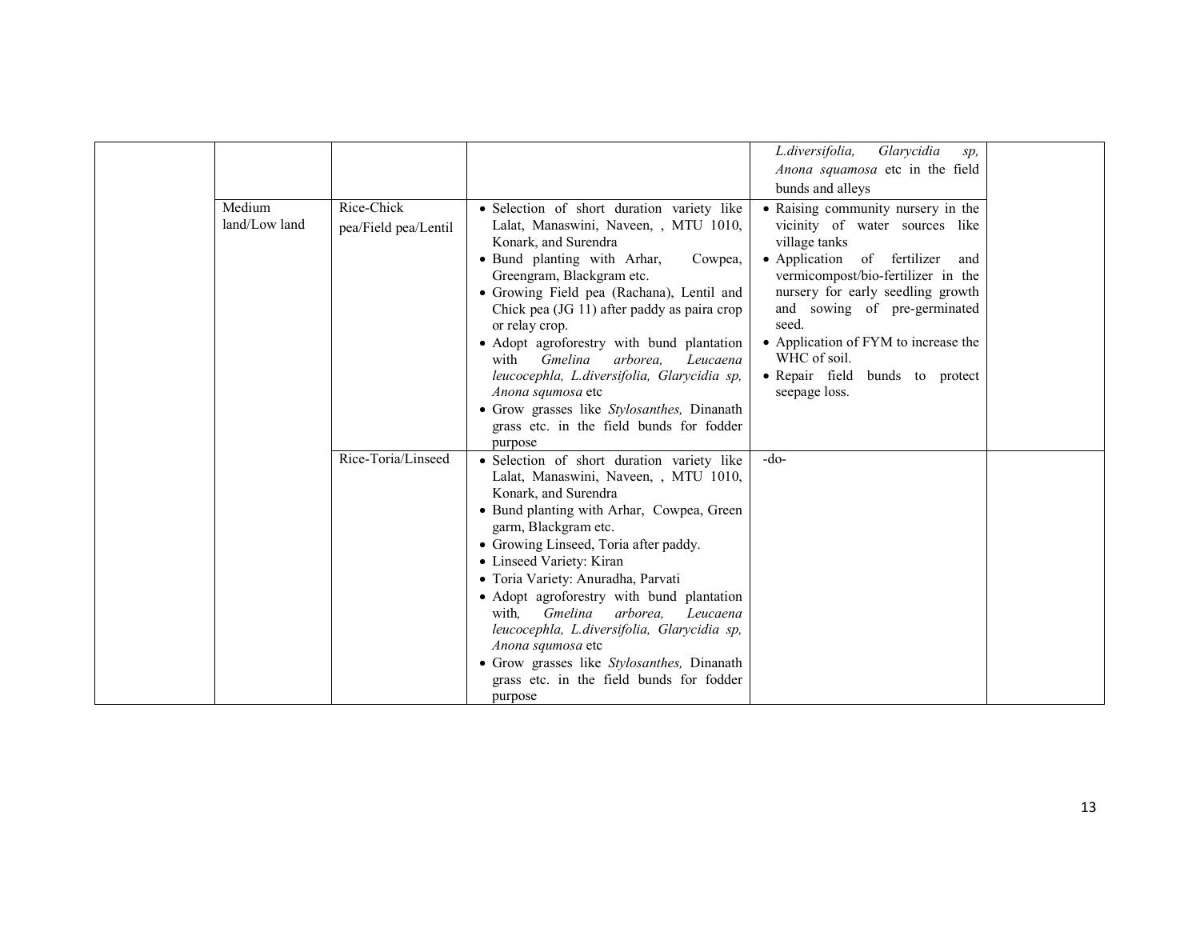| | | | | | |
|---|---|---|---|---|---|
| | | | | *L.diversifolia, Glarycidia sp, Anona squamosa* etc in the field bunds and alleys | |
| | Medium land/Low land | Rice-Chick pea/Field pea/Lentil | • Selection of short duration variety like Lalat, Manaswini, Naveen, , MTU 1010, Konark, and Surendra<br>• Bund planting with Arhar, Cowpea, Greengram, Blackgram etc.<br>• Growing Field pea (Rachana), Lentil and Chick pea (JG 11) after paddy as paira crop or relay crop.<br>• Adopt agroforestry with bund plantation with *Gmelina arborea, Leucaena leucocephla, L.diversifolia, Glarycidia sp, Anona squmosa* etc<br>• Grow grasses like *Stylosanthes,* Dinanath grass etc. in the field bunds for fodder purpose | • Raising community nursery in the vicinity of water sources like village tanks<br>• Application of fertilizer and vermicompost/bio-fertilizer in the nursery for early seedling growth and sowing of pre-germinated seed.<br>• Application of FYM to increase the WHC of soil.<br>• Repair field bunds to protect seepage loss. | |
| | | Rice-Toria/Linseed | • Selection of short duration variety like Lalat, Manaswini, Naveen, , MTU 1010, Konark, and Surendra<br>• Bund planting with Arhar, Cowpea, Green garm, Blackgram etc.<br>• Growing Linseed, Toria after paddy.<br>• Linseed Variety: Kiran<br>• Toria Variety: Anuradha, Parvati<br>• Adopt agroforestry with bund plantation with*, Gmelina arborea, Leucaena leucocephla, L.diversifolia, Glarycidia sp, Anona squmosa* etc<br>• Grow grasses like *Stylosanthes,* Dinanath grass etc. in the field bunds for fodder purpose | -do- | |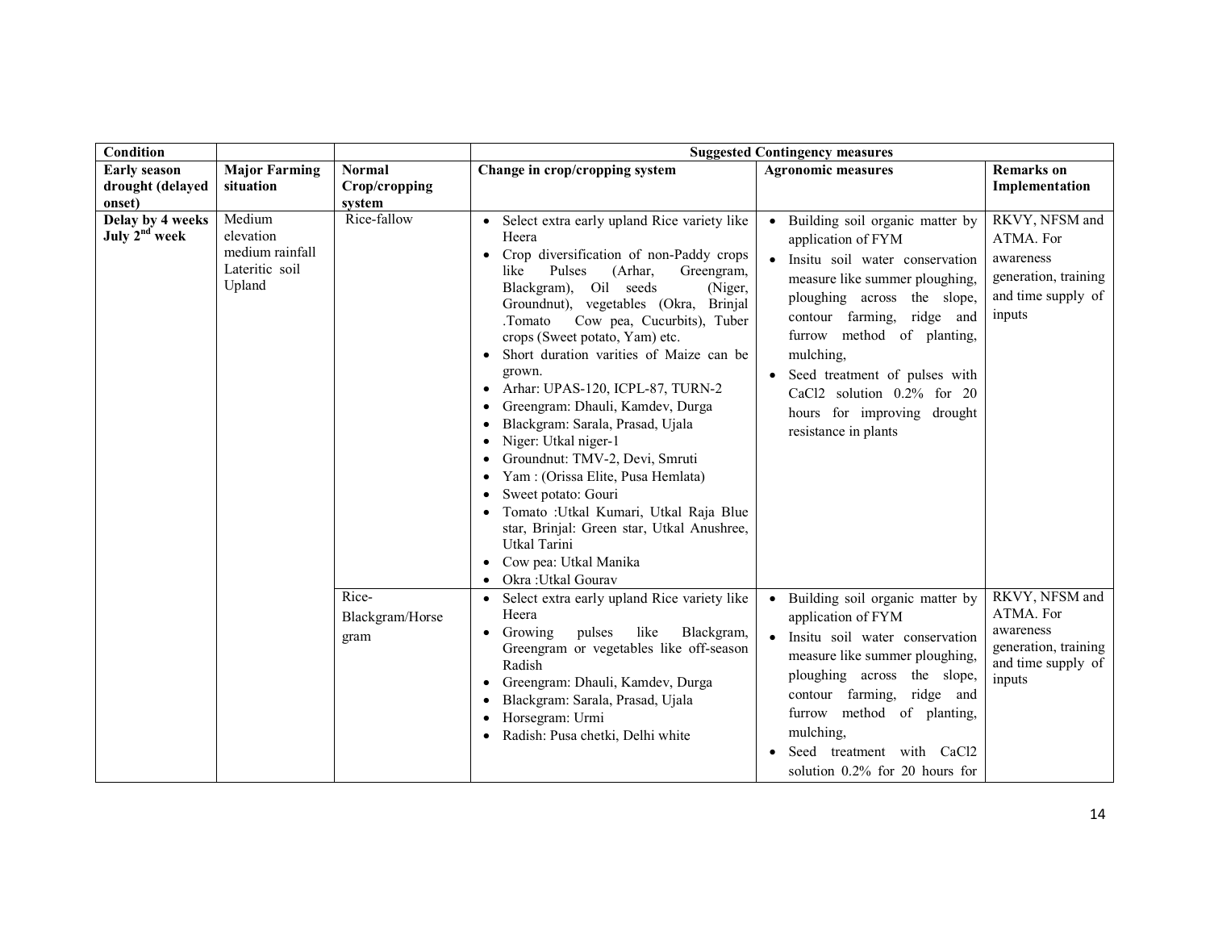| Condition | | | Suggested Contingency measures | | |
|---|---|---|---|---|---|
| **Early season drought (delayed onset)** | **Major Farming situation** | **Normal Crop/cropping system** | **Change in crop/cropping system** | **Agronomic measures** | **Remarks on Implementation** |
| **Delay by 4 weeks July 2nd week** | Medium elevation medium rainfall Lateritic soil Upland | Rice-fallow | • Select extra early upland Rice variety like Heera<br>• Crop diversification of non-Paddy crops like Pulses (Arhar, Greengram, Blackgram), Oil seeds (Niger, Groundnut), vegetables (Okra, Brinjal .Tomato Cow pea, Cucurbits), Tuber crops (Sweet potato, Yam) etc.<br>• Short duration varities of Maize can be grown.<br>• Arhar: UPAS-120, ICPL-87, TURN-2<br>• Greengram: Dhauli, Kamdev, Durga<br>• Blackgram: Sarala, Prasad, Ujala<br>• Niger: Utkal niger-1<br>• Groundnut: TMV-2, Devi, Smruti<br>• Yam : (Orissa Elite, Pusa Hemlata)<br>• Sweet potato: Gouri<br>• Tomato :Utkal Kumari, Utkal Raja Blue star, Brinjal: Green star, Utkal Anushree, Utkal Tarini<br>• Cow pea: Utkal Manika<br>• Okra :Utkal Gourav | • Building soil organic matter by application of FYM<br>• Insitu soil water conservation measure like summer ploughing, ploughing across the slope, contour farming, ridge and furrow method of planting, mulching,<br>• Seed treatment of pulses with CaCl2 solution 0.2% for 20 hours for improving drought resistance in plants | RKVY, NFSM and ATMA. For awareness generation, training and time supply of inputs |
| | | Rice-Blackgram/Horse gram | • Select extra early upland Rice variety like Heera<br>• Growing pulses like Blackgram, Greengram or vegetables like off-season Radish<br>• Greengram: Dhauli, Kamdev, Durga<br>• Blackgram: Sarala, Prasad, Ujala<br>• Horsegram: Urmi<br>• Radish: Pusa chetki, Delhi white | • Building soil organic matter by application of FYM<br>• Insitu soil water conservation measure like summer ploughing, ploughing across the slope, contour farming, ridge and furrow method of planting, mulching,<br>• Seed treatment with CaCl2 solution 0.2% for 20 hours for | RKVY, NFSM and ATMA. For awareness generation, training and time supply of inputs |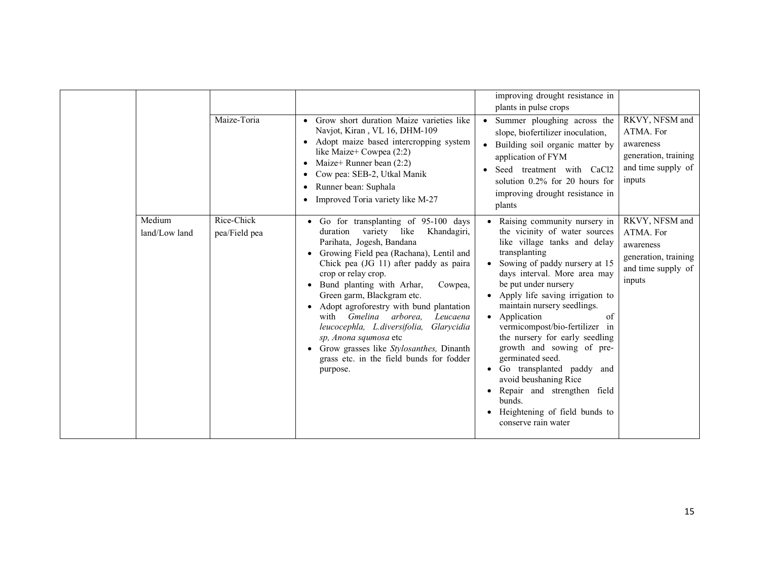| | | | | | |
|---|---|---|---|---|---|
| | | | | improving drought resistance in plants in pulse crops | |
| | | Maize-Toria | • Grow short duration Maize varieties like Navjot, Kiran , VL 16, DHM-109<br>• Adopt maize based intercropping system like Maize+ Cowpea (2:2)<br>• Maize+ Runner bean (2:2)<br>• Cow pea: SEB-2, Utkal Manik<br>• Runner bean: Suphala<br>• Improved Toria variety like M-27 | • Summer ploughing across the slope, biofertilizer inoculation,<br>• Building soil organic matter by application of FYM<br>• Seed treatment with $CaCl_2$ solution 0.2% for 20 hours for improving drought resistance in plants | RKVY, NFSM and ATMA. For awareness generation, training and time supply of inputs |
| | Medium land/Low land | Rice-Chick pea/Field pea | • Go for transplanting of 95-100 days duration variety like Khandagiri, Parihata, Jogesh, Bandana<br>• Growing Field pea (Rachana), Lentil and Chick pea (JG 11) after paddy as paira crop or relay crop.<br>• Bund planting with Arhar, Cowpea, Green garm, Blackgram etc.<br>• Adopt agroforestry with bund plantation with *Gmelina arborea, Leucaena leucocephla, L.diversifolia, Glarycidia sp, Anona squmosa* etc<br>• Grow grasses like *Stylosanthes,* Dinanth grass etc. in the field bunds for fodder purpose. | • Raising community nursery in the vicinity of water sources like village tanks and delay transplanting<br>• Sowing of paddy nursery at 15 days interval. More area may be put under nursery<br>• Apply life saving irrigation to maintain nursery seedlings.<br>• Application of vermicompost/bio-fertilizer in the nursery for early seedling growth and sowing of pre-germinated seed.<br>• Go transplanted paddy and avoid beushaning Rice<br>• Repair and strengthen field bunds.<br>• Heightening of field bunds to conserve rain water | RKVY, NFSM and ATMA. For awareness generation, training and time supply of inputs |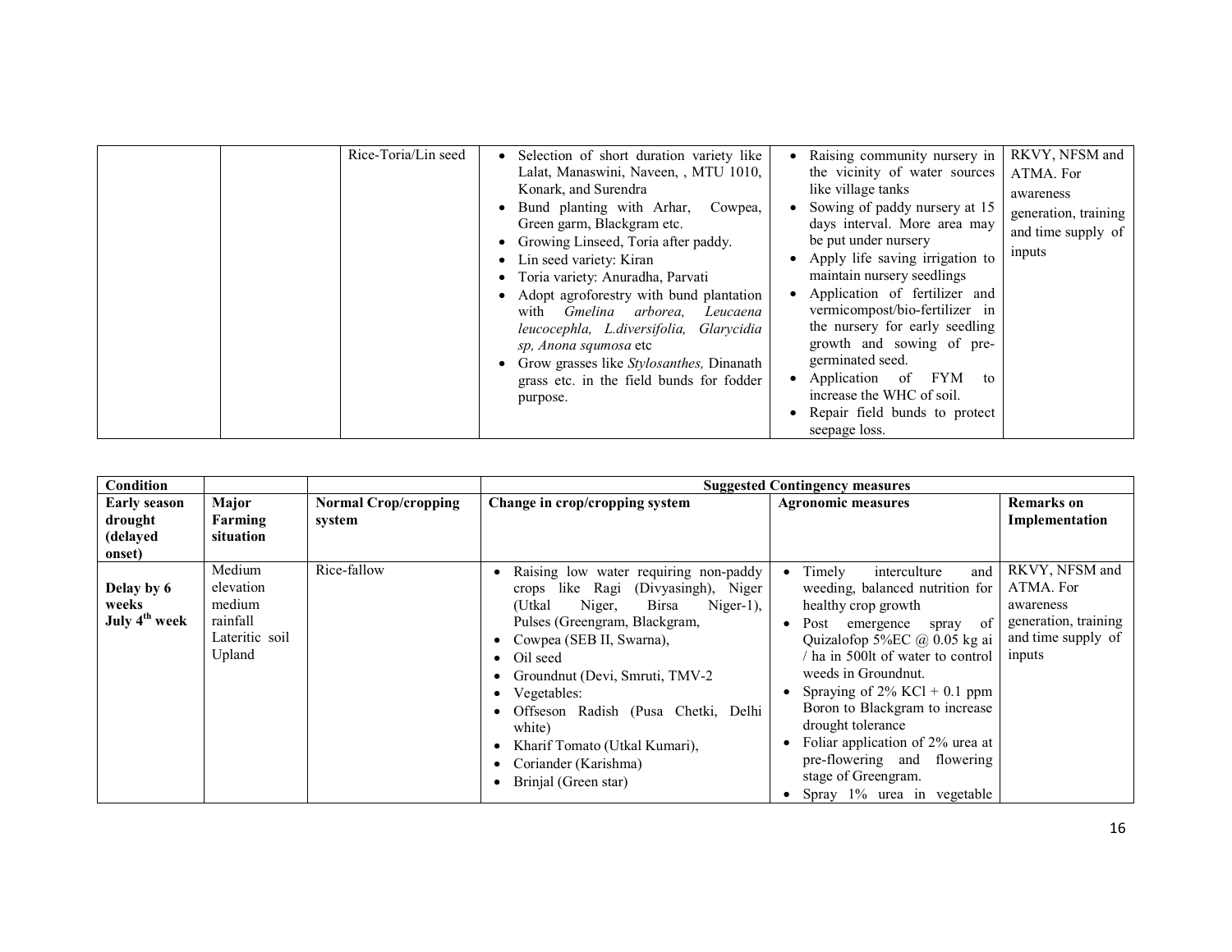| | | Rice-Toria/Lin seed | • Selection of short duration variety like Lalat, Manaswini, Naveen, , MTU 1010, Konark, and Surendra<br>• Bund planting with Arhar, Cowpea, Green garm, Blackgram etc.<br>• Growing Linseed, Toria after paddy.<br>• Lin seed variety: Kiran<br>• Toria variety: Anuradha, Parvati<br>• Adopt agroforestry with bund plantation with *Gmelina arborea, Leucaena leucocephla, L.diversifolia, Glarycidia sp, Anona squmosa* etc<br>• Grow grasses like *Stylosanthes,* Dinanath grass etc. in the field bunds for fodder purpose. | • Raising community nursery in the vicinity of water sources like village tanks<br>• Sowing of paddy nursery at 15 days interval. More area may be put under nursery<br>• Apply life saving irrigation to maintain nursery seedlings<br>• Application of fertilizer and vermicompost/bio-fertilizer in the nursery for early seedling growth and sowing of pre-germinated seed.<br>• Application of FYM to increase the WHC of soil.<br>• Repair field bunds to protect seepage loss. | RKVY, NFSM and ATMA. For awareness generation, training and time supply of inputs |
|---|---|---|---|---|---|

| **Condition** | | | **Suggested Contingency measures** | | |
|---|---|---|---|---|---|
| **Early season drought (delayed onset)** | **Major Farming situation** | **Normal Crop/cropping system** | **Change in crop/cropping system** | **Agronomic measures** | **Remarks on Implementation** |
| **Delay by 6 weeks July 4th week** | Medium elevation medium rainfall Lateritic soil Upland | Rice-fallow | • Raising low water requiring non-paddy crops like Ragi (Divyasingh), Niger (Utkal Niger, Birsa Niger-1), Pulses (Greengram, Blackgram,<br>• Cowpea (SEB II, Swarna),<br>• Oil seed<br>• Groundnut (Devi, Smruti, TMV-2<br>• Vegetables:<br>• Offseson Radish (Pusa Chetki, Delhi white)<br>• Kharif Tomato (Utkal Kumari),<br>• Coriander (Karishma)<br>• Brinjal (Green star) | • Timely interculture and weeding, balanced nutrition for healthy crop growth<br>• Post emergence spray of Quizalofop 5%EC @ 0.05 kg ai / ha in 500lt of water to control weeds in Groundnut.<br>• Spraying of 2% KCl + 0.1 ppm Boron to Blackgram to increase drought tolerance<br>• Foliar application of 2% urea at pre-flowering and flowering stage of Greengram.<br>• Spray 1% urea in vegetable | RKVY, NFSM and ATMA. For awareness generation, training and time supply of inputs |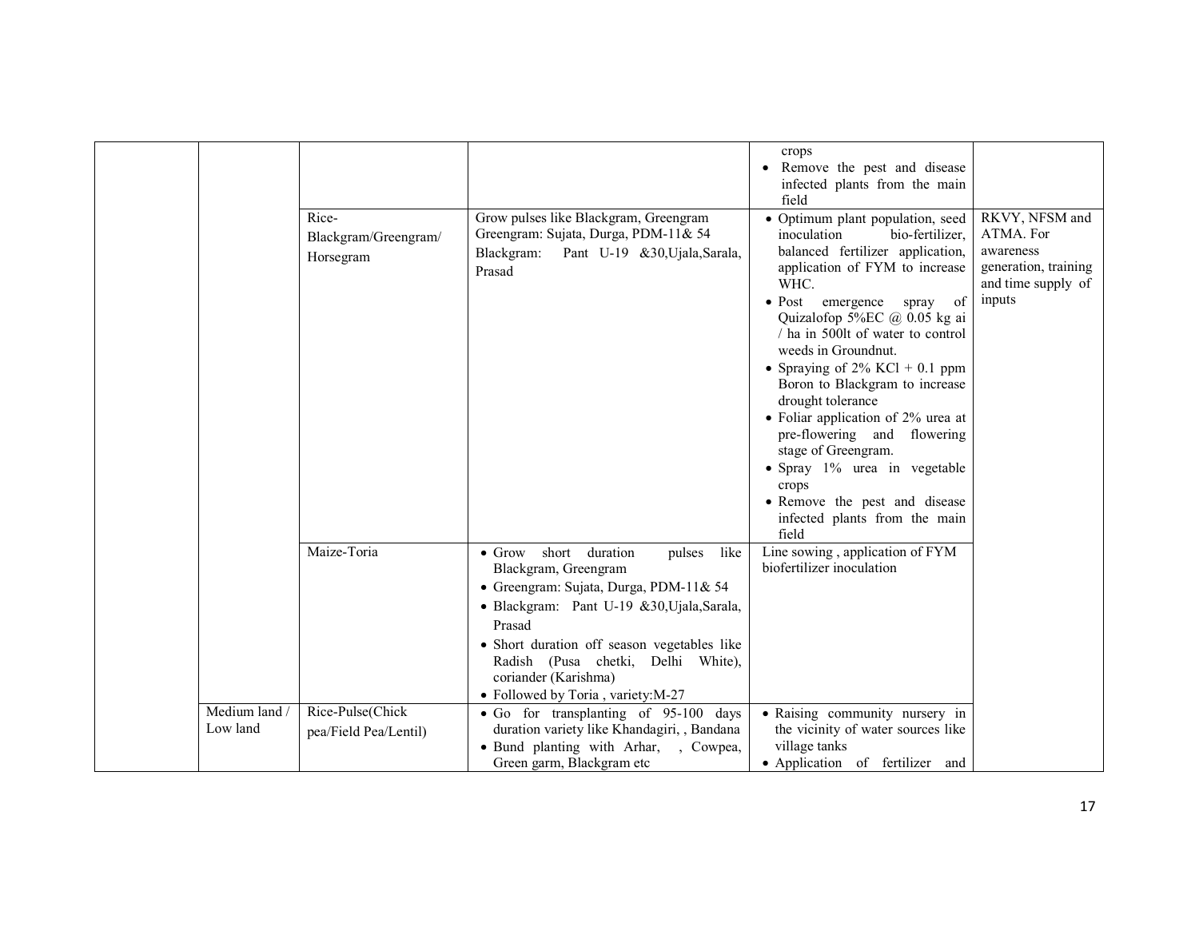| | | | | | |
|---|---|---|---|---|---|
| | | | | crops<br>• Remove the pest and disease infected plants from the main field | |
| | | Rice-Blackgram/Greengram/ Horsegram | Grow pulses like Blackgram, Greengram<br>Greengram: Sujata, Durga, PDM-11& 54<br>Blackgram: Pant U-19 &30,Ujala,Sarala, Prasad | • Optimum plant population, seed inoculation bio-fertilizer, balanced fertilizer application, application of FYM to increase WHC.<br>• Post emergence spray of Quizalofop 5%EC @ 0.05 kg ai / ha in 500lt of water to control weeds in Groundnut.<br>• Spraying of 2% KCl + 0.1 ppm Boron to Blackgram to increase drought tolerance<br>• Foliar application of 2% urea at pre-flowering and flowering stage of Greengram.<br>• Spray 1% urea in vegetable crops<br>• Remove the pest and disease infected plants from the main field | RKVY, NFSM and ATMA. For awareness generation, training and time supply of inputs |
| | | Maize-Toria | • Grow short duration pulses like Blackgram, Greengram<br>• Greengram: Sujata, Durga, PDM-11& 54<br>• Blackgram: Pant U-19 &30,Ujala,Sarala, Prasad<br>• Short duration off season vegetables like Radish (Pusa chetki, Delhi White), coriander (Karishma)<br>• Followed by Toria , variety:M-27 | Line sowing , application of FYM biofertilizer inoculation | |
| | Medium land / Low land | Rice-Pulse(Chick pea/Field Pea/Lentil) | • Go for transplanting of 95-100 days duration variety like Khandagiri, , Bandana<br>• Bund planting with Arhar, , Cowpea, Green garm, Blackgram etc | • Raising community nursery in the vicinity of water sources like village tanks<br>• Application of fertilizer and | |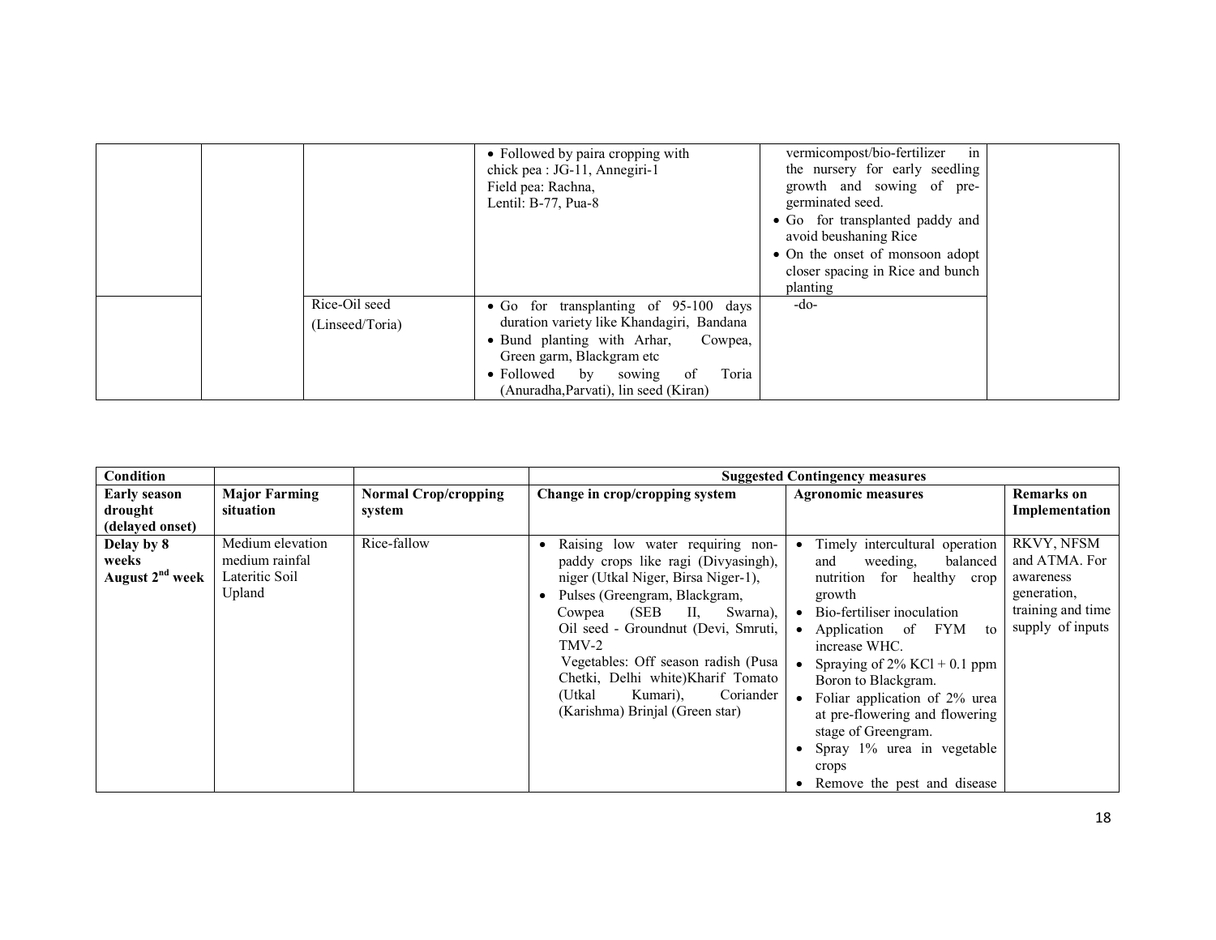|  |  |  | • Followed by paira cropping with chick pea : JG-11, Annegiri-1 Field pea: Rachna, Lentil: B-77, Pua-8 | vermicompost/bio-fertilizer in the nursery for early seedling growth and sowing of pre-germinated seed.<br>• Go for transplanted paddy and avoid beushaning Rice<br>• On the onset of monsoon adopt closer spacing in Rice and bunch planting |  |
|---|---|---|---|---|---|
|  |  | Rice-Oil seed (Linseed/Toria) | • Go for transplanting of 95-100 days duration variety like Khandagiri, Bandana<br>• Bund planting with Arhar, Cowpea, Green garm, Blackgram etc<br>• Followed by sowing of Toria (Anuradha,Parvati), lin seed (Kiran) | -do- |  |

| Condition |  |  | Suggested Contingency measures |  |  |
|---|---|---|---|---|---|
| **Early season drought (delayed onset)** | **Major Farming situation** | **Normal Crop/cropping system** | **Change in crop/cropping system** | **Agronomic measures** | **Remarks on Implementation** |
| **Delay by 8 weeks August 2nd week** | Medium elevation medium rainfal Lateritic Soil Upland | Rice-fallow | • Raising low water requiring non-paddy crops like ragi (Divyasingh), niger (Utkal Niger, Birsa Niger-1),<br>• Pulses (Greengram, Blackgram, Cowpea (SEB II, Swarna), Oil seed - Groundnut (Devi, Smruti, TMV-2<br>Vegetables: Off season radish (Pusa Chetki, Delhi white)Kharif Tomato (Utkal Kumari), Coriander (Karishma) Brinjal (Green star) | • Timely intercultural operation and weeding, balanced nutrition for healthy crop growth<br>• Bio-fertiliser inoculation<br>• Application of FYM to increase WHC.<br>• Spraying of 2% KCl + 0.1 ppm Boron to Blackgram.<br>• Foliar application of 2% urea at pre-flowering and flowering stage of Greengram.<br>• Spray 1% urea in vegetable crops<br>• Remove the pest and disease | RKVY, NFSM and ATMA. For awareness generation, training and time supply of inputs |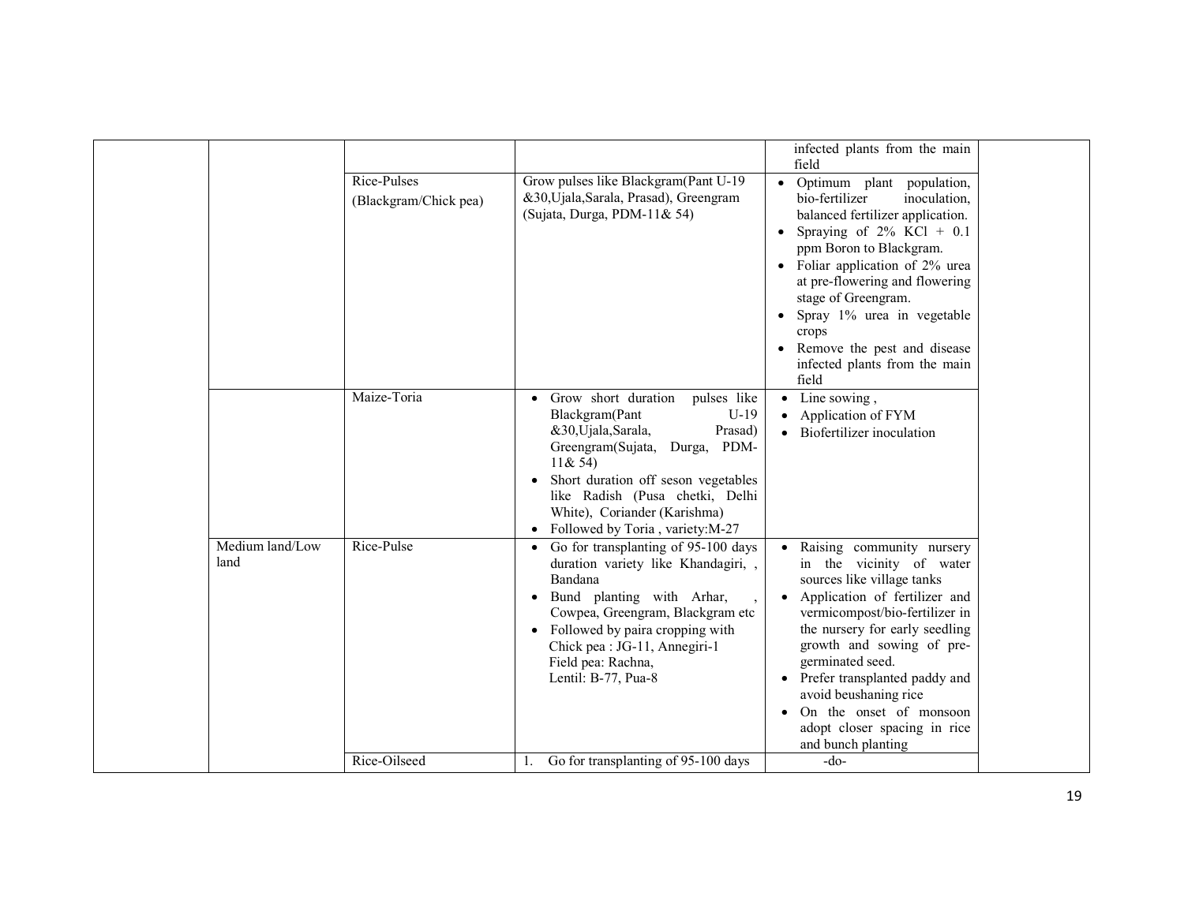| | | | | | |
|---|---|---|---|---|---|
| | | | | infected plants from the main field | |
| | | Rice-Pulses (Blackgram/Chick pea) | Grow pulses like Blackgram(Pant U-19 &30,Ujala,Sarala, Prasad), Greengram (Sujata, Durga, PDM-11& 54) | • Optimum plant population, bio-fertilizer inoculation, balanced fertilizer application.<br>• Spraying of 2% KCl + 0.1 ppm Boron to Blackgram.<br>• Foliar application of 2% urea at pre-flowering and flowering stage of Greengram.<br>• Spray 1% urea in vegetable crops<br>• Remove the pest and disease infected plants from the main field | |
| | | Maize-Toria | • Grow short duration pulses like Blackgram(Pant U-19 &30,Ujala,Sarala, Prasad) Greengram(Sujata, Durga, PDM-11& 54)<br>• Short duration off seson vegetables like Radish (Pusa chetki, Delhi White), Coriander (Karishma)<br>• Followed by Toria , variety:M-27 | • Line sowing ,<br>• Application of FYM<br>• Biofertilizer inoculation | |
| | Medium land/Low land | Rice-Pulse | • Go for transplanting of 95-100 days duration variety like Khandagiri, , Bandana<br>• Bund planting with Arhar, , Cowpea, Greengram, Blackgram etc<br>• Followed by paira cropping with Chick pea : JG-11, Annegiri-1<br>Field pea: Rachna,<br>Lentil: B-77, Pua-8 | • Raising community nursery in the vicinity of water sources like village tanks<br>• Application of fertilizer and vermicompost/bio-fertilizer in the nursery for early seedling growth and sowing of pre-germinated seed.<br>• Prefer transplanted paddy and avoid beushaning rice<br>• On the onset of monsoon adopt closer spacing in rice and bunch planting | |
| | | Rice-Oilseed | 1. Go for transplanting of 95-100 days | -do- | |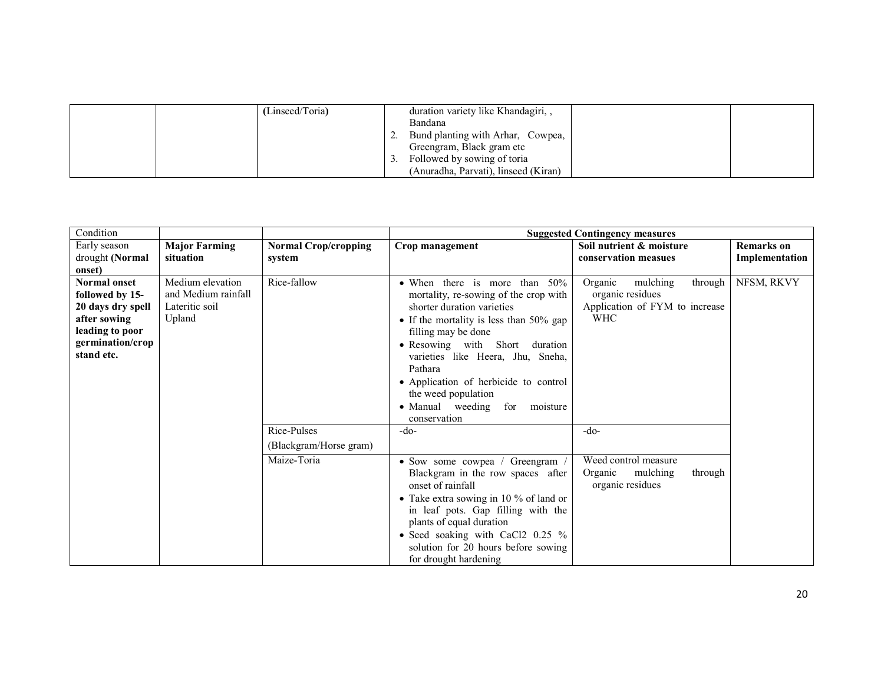|  |  | (Linseed/Toria) | duration variety like Khandagiri, , Bandana<br>2. Bund planting with Arhar, Cowpea, Greengram, Black gram etc<br>3. Followed by sowing of toria (Anuradha, Parvati), linseed (Kiran) |  |  |
|---|---|---|---|---|---|

| Condition |  |  | Suggested Contingency measures |  |  |
|---|---|---|---|---|---|
| Early season drought **(Normal onset)** | **Major Farming situation** | **Normal Crop/cropping system** | **Crop management** | **Soil nutrient & moisture conservation measues** | **Remarks on Implementation** |
| **Normal onset followed by 15-20 days dry spell after sowing leading to poor germination/crop stand etc.** | Medium elevation and Medium rainfall Lateritic soil Upland | Rice-fallow | • When there is more than 50% mortality, re-sowing of the crop with shorter duration varieties<br>• If the mortality is less than 50% gap filling may be done<br>• Resowing with Short duration varieties like Heera, Jhu, Sneha, Pathara<br>• Application of herbicide to control the weed population<br>• Manual weeding for moisture conservation | Organic mulching through organic residues<br>Application of FYM to increase WHC | NFSM, RKVY |
|  |  | Rice-Pulses (Blackgram/Horse gram) | -do- | -do- |  |
|  |  | Maize-Toria | • Sow some cowpea / Greengram / Blackgram in the row spaces after onset of rainfall<br>• Take extra sowing in 10 % of land or in leaf pots. Gap filling with the plants of equal duration<br>• Seed soaking with $CaCl_2$ 0.25 % solution for 20 hours before sowing for drought hardening | Weed control measure<br>Organic mulching through organic residues |  |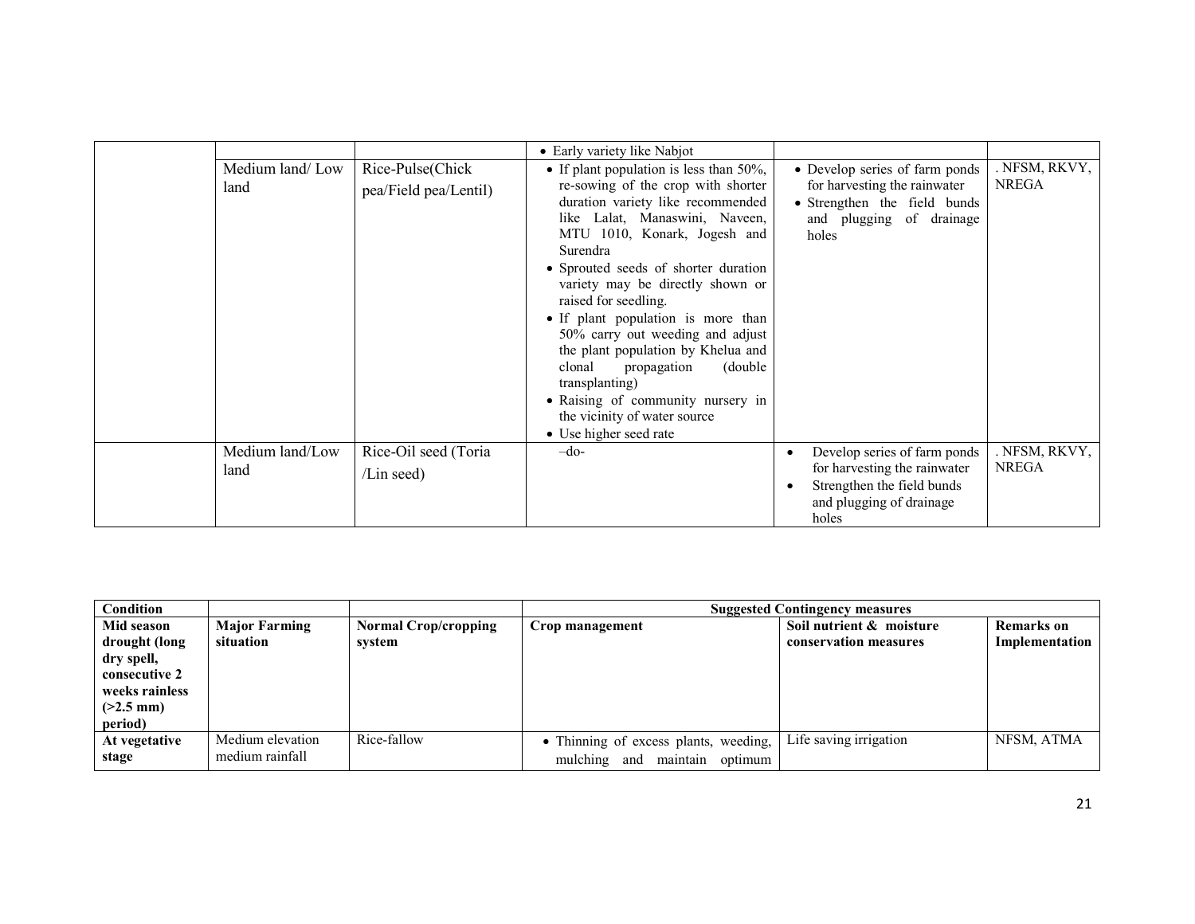| | | | • Early variety like Nabjot | | |
|---|---|---|---|---|---|
| | Medium land/ Low land | Rice-Pulse(Chick pea/Field pea/Lentil) | • If plant population is less than 50%, re-sowing of the crop with shorter duration variety like recommended like Lalat, Manaswini, Naveen, MTU 1010, Konark, Jogesh and Surendra<br>• Sprouted seeds of shorter duration variety may be directly shown or raised for seedling.<br>• If plant population is more than 50% carry out weeding and adjust the plant population by Khelua and clonal propagation (double transplanting)<br>• Raising of community nursery in the vicinity of water source<br>• Use higher seed rate | • Develop series of farm ponds for harvesting the rainwater<br>• Strengthen the field bunds and plugging of drainage holes | . NFSM, RKVY, NREGA |
| | Medium land/Low land | Rice-Oil seed (Toria /Lin seed) | –do- | • Develop series of farm ponds for harvesting the rainwater<br>• Strengthen the field bunds and plugging of drainage holes | . NFSM, RKVY, NREGA |

| Condition | | | Suggested Contingency measures | | |
|---|---|---|---|---|---|
| **Mid season drought (long dry spell, consecutive 2 weeks rainless (>2.5 mm) period)** | **Major Farming situation** | **Normal Crop/cropping system** | **Crop management** | **Soil nutrient & moisture conservation measures** | **Remarks on Implementation** |
| **At vegetative stage** | Medium elevation medium rainfall | Rice-fallow | • Thinning of excess plants, weeding, mulching and maintain optimum | Life saving irrigation | NFSM, ATMA |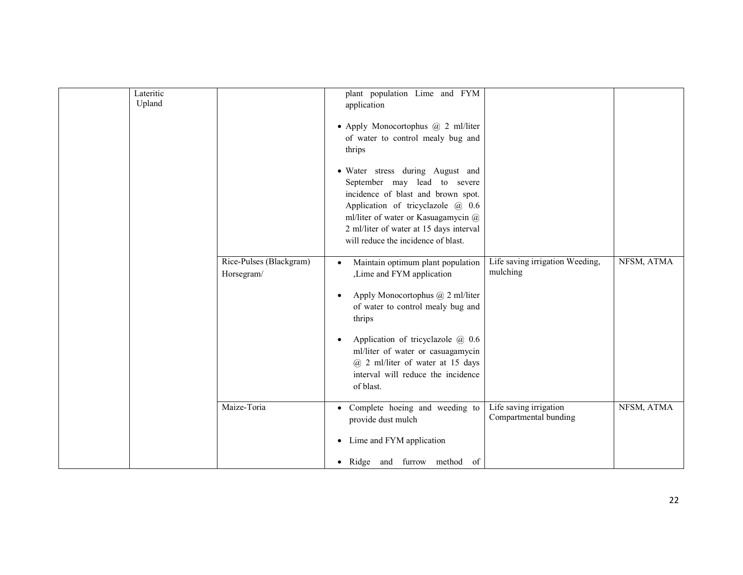| | | | | | |
|---|---|---|---|---|---|
| | Lateritic Upland | | plant population Lime and FYM application<br><br>• Apply Monocortophus @ 2 ml/liter of water to control mealy bug and thrips<br><br>• Water stress during August and September may lead to severe incidence of blast and brown spot. Application of tricyclazole @ 0.6 ml/liter of water or Kasuagamycin @ 2 ml/liter of water at 15 days interval will reduce the incidence of blast. | | |
| | | Rice-Pulses (Blackgram) Horsegram/ | • Maintain optimum plant population ,Lime and FYM application<br><br>• Apply Monocortophus @ 2 ml/liter of water to control mealy bug and thrips<br><br>• Application of tricyclazole @ 0.6 ml/liter of water or casuagamycin @ 2 ml/liter of water at 15 days interval will reduce the incidence of blast. | Life saving irrigation Weeding, mulching | NFSM, ATMA |
| | | Maize-Toria | • Complete hoeing and weeding to provide dust mulch<br><br>• Lime and FYM application<br><br>• Ridge and furrow method of | Life saving irrigation Compartmental bunding | NFSM, ATMA |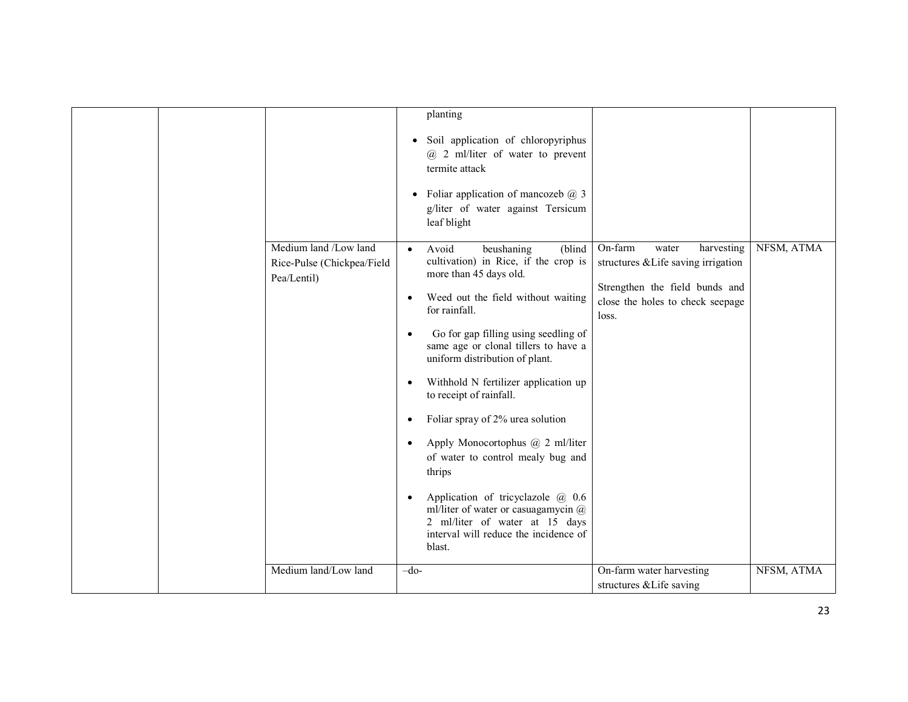| | | | | | |
|---|---|---|---|---|---|
| | | | planting<br><br>• Soil application of chloropyriphus @ 2 ml/liter of water to prevent termite attack<br><br>• Foliar application of mancozeb @ 3 g/liter of water against Tersicum leaf blight | | |
| | | Medium land /Low land Rice-Pulse (Chickpea/Field Pea/Lentil) | • Avoid beushaning (blind cultivation) in Rice, if the crop is more than 45 days old.<br><br>• Weed out the field without waiting for rainfall.<br><br>• Go for gap filling using seedling of same age or clonal tillers to have a uniform distribution of plant.<br><br>• Withhold N fertilizer application up to receipt of rainfall.<br><br>• Foliar spray of 2% urea solution<br><br>• Apply Monocortophus @ 2 ml/liter of water to control mealy bug and thrips<br><br>• Application of tricyclazole @ 0.6 ml/liter of water or casuagamycin @ 2 ml/liter of water at 15 days interval will reduce the incidence of blast. | On-farm water harvesting structures &Life saving irrigation<br><br>Strengthen the field bunds and close the holes to check seepage loss. | NFSM, ATMA |
| | | Medium land/Low land | –do- | On-farm water harvesting structures &Life saving | NFSM, ATMA |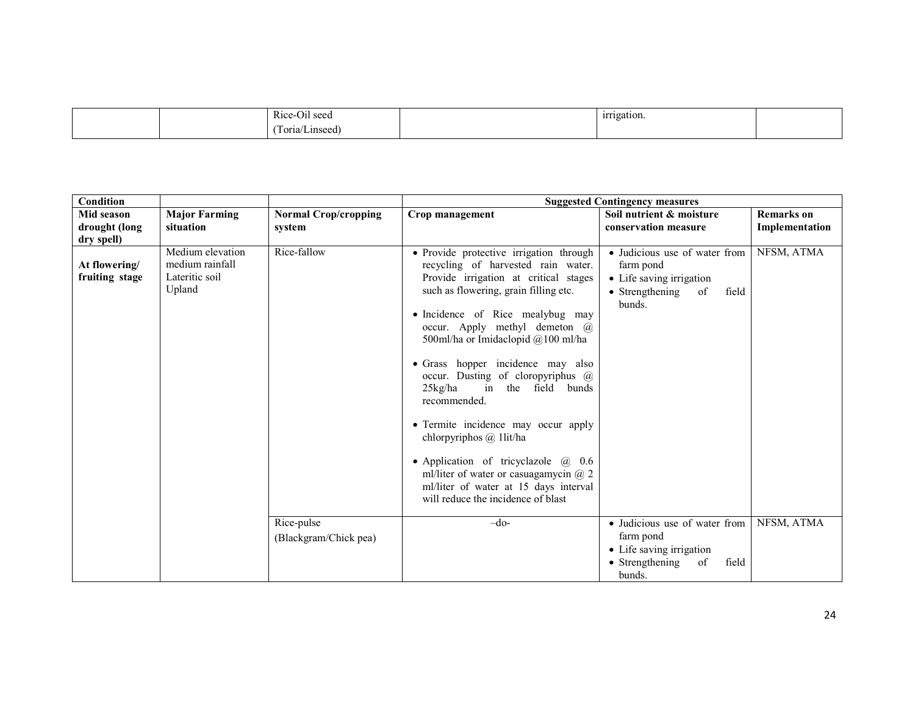| | | Rice-Oil seed (Toria/Linseed) | | irrigation. | |
|---|---|---|---|---|---|

| Condition | | | Suggested Contingency measures | | |
|---|---|---|---|---|---|
| **Mid season drought (long dry spell)** | **Major Farming situation** | **Normal Crop/cropping system** | **Crop management** | **Soil nutrient & moisture conservation measure** | **Remarks on Implementation** |
| **At flowering/ fruiting stage** | Medium elevation medium rainfall Lateritic soil Upland | Rice-fallow | • Provide protective irrigation through recycling of harvested rain water. Provide irrigation at critical stages such as flowering, grain filling etc.<br>• Incidence of Rice mealybug may occur. Apply methyl demeton @ 500ml/ha or Imidaclopid @100 ml/ha<br>• Grass hopper incidence may also occur. Dusting of cloropyriphus @ 25kg/ha in the field bunds recommended.<br>• Termite incidence may occur apply chlorpyriphos @ 1lit/ha<br>• Application of tricyclazole @ 0.6 ml/liter of water or casuagamycin @ 2 ml/liter of water at 15 days interval will reduce the incidence of blast | • Judicious use of water from farm pond<br>• Life saving irrigation<br>• Strengthening of field bunds. | NFSM, ATMA |
| | | Rice-pulse (Blackgram/Chick pea) | –do- | • Judicious use of water from farm pond<br>• Life saving irrigation<br>• Strengthening of field bunds. | NFSM, ATMA |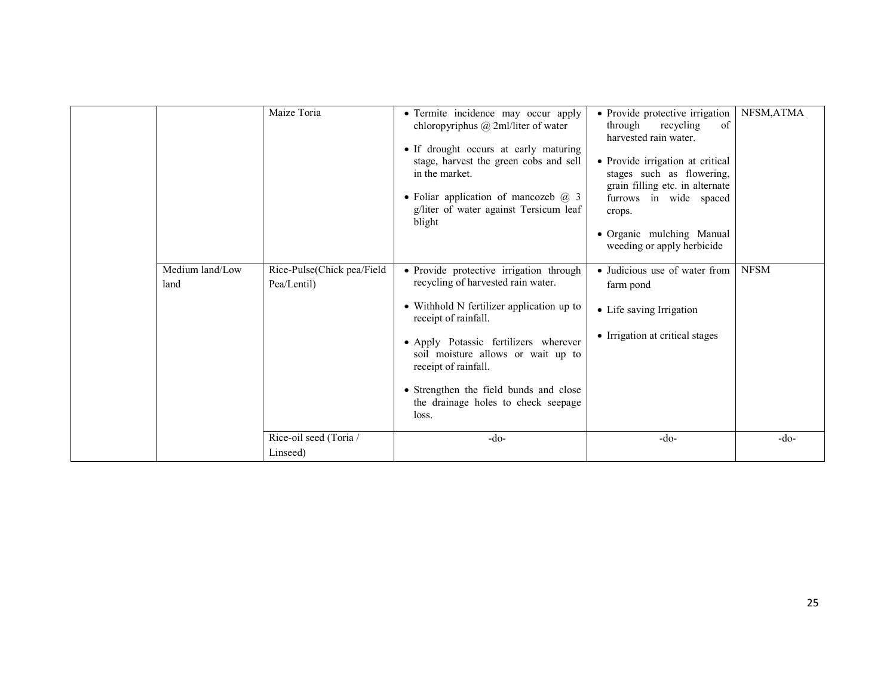| | | | | | |
|---|---|---|---|---|---|
| | | Maize Toria | • Termite incidence may occur apply chloropyriphus @ 2ml/liter of water<br>• If drought occurs at early maturing stage, harvest the green cobs and sell in the market.<br>• Foliar application of mancozeb @ 3 g/liter of water against Tersicum leaf blight | • Provide protective irrigation through recycling of harvested rain water.<br>• Provide irrigation at critical stages such as flowering, grain filling etc. in alternate furrows in wide spaced crops.<br>• Organic mulching Manual weeding or apply herbicide | NFSM,ATMA |
| | Medium land/Low land | Rice-Pulse(Chick pea/Field Pea/Lentil) | • Provide protective irrigation through recycling of harvested rain water.<br>• Withhold N fertilizer application up to receipt of rainfall.<br>• Apply Potassic fertilizers wherever soil moisture allows or wait up to receipt of rainfall.<br>• Strengthen the field bunds and close the drainage holes to check seepage loss. | • Judicious use of water from farm pond<br>• Life saving Irrigation<br>• Irrigation at critical stages | NFSM |
| | | Rice-oil seed (Toria / Linseed) | -do- | -do- | -do- |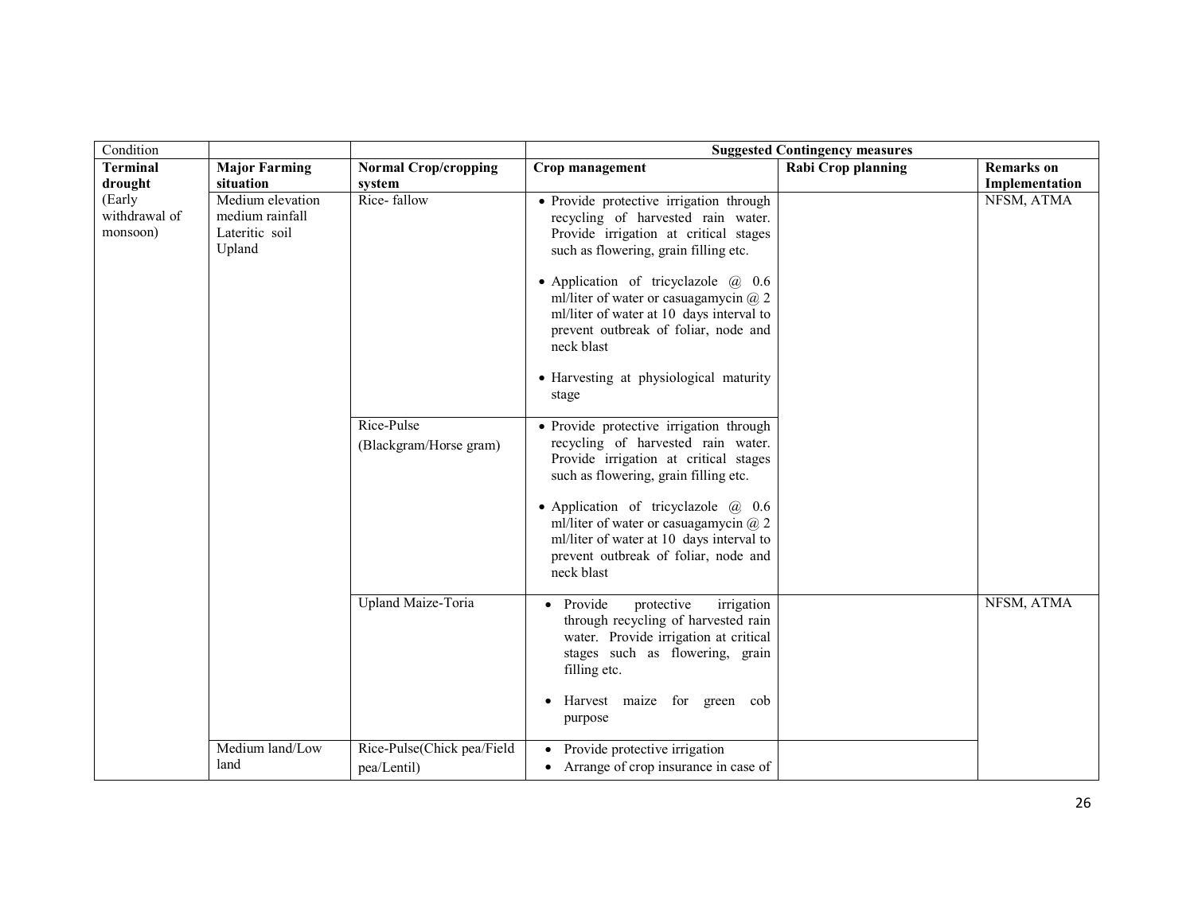| Condition | | | Suggested Contingency measures | | |
|---|---|---|---|---|---|
| **Terminal drought** | **Major Farming situation** | **Normal Crop/cropping system** | **Crop management** | **Rabi Crop planning** | **Remarks on Implementation** |
| (Early withdrawal of monsoon) | Medium elevation medium rainfall Lateritic soil Upland | Rice- fallow | • Provide protective irrigation through recycling of harvested rain water. Provide irrigation at critical stages such as flowering, grain filling etc.<br>• Application of tricyclazole @ 0.6 ml/liter of water or casuagamycin @ 2 ml/liter of water at 10 days interval to prevent outbreak of foliar, node and neck blast<br>• Harvesting at physiological maturity stage | | NFSM, ATMA |
| | | Rice-Pulse (Blackgram/Horse gram) | • Provide protective irrigation through recycling of harvested rain water. Provide irrigation at critical stages such as flowering, grain filling etc.<br>• Application of tricyclazole @ 0.6 ml/liter of water or casuagamycin @ 2 ml/liter of water at 10 days interval to prevent outbreak of foliar, node and neck blast | | |
| | | Upland Maize-Toria | • Provide protective irrigation through recycling of harvested rain water. Provide irrigation at critical stages such as flowering, grain filling etc.<br>• Harvest maize for green cob purpose | | NFSM, ATMA |
| | Medium land/Low land | Rice-Pulse(Chick pea/Field pea/Lentil) | • Provide protective irrigation<br>• Arrange of crop insurance in case of | | |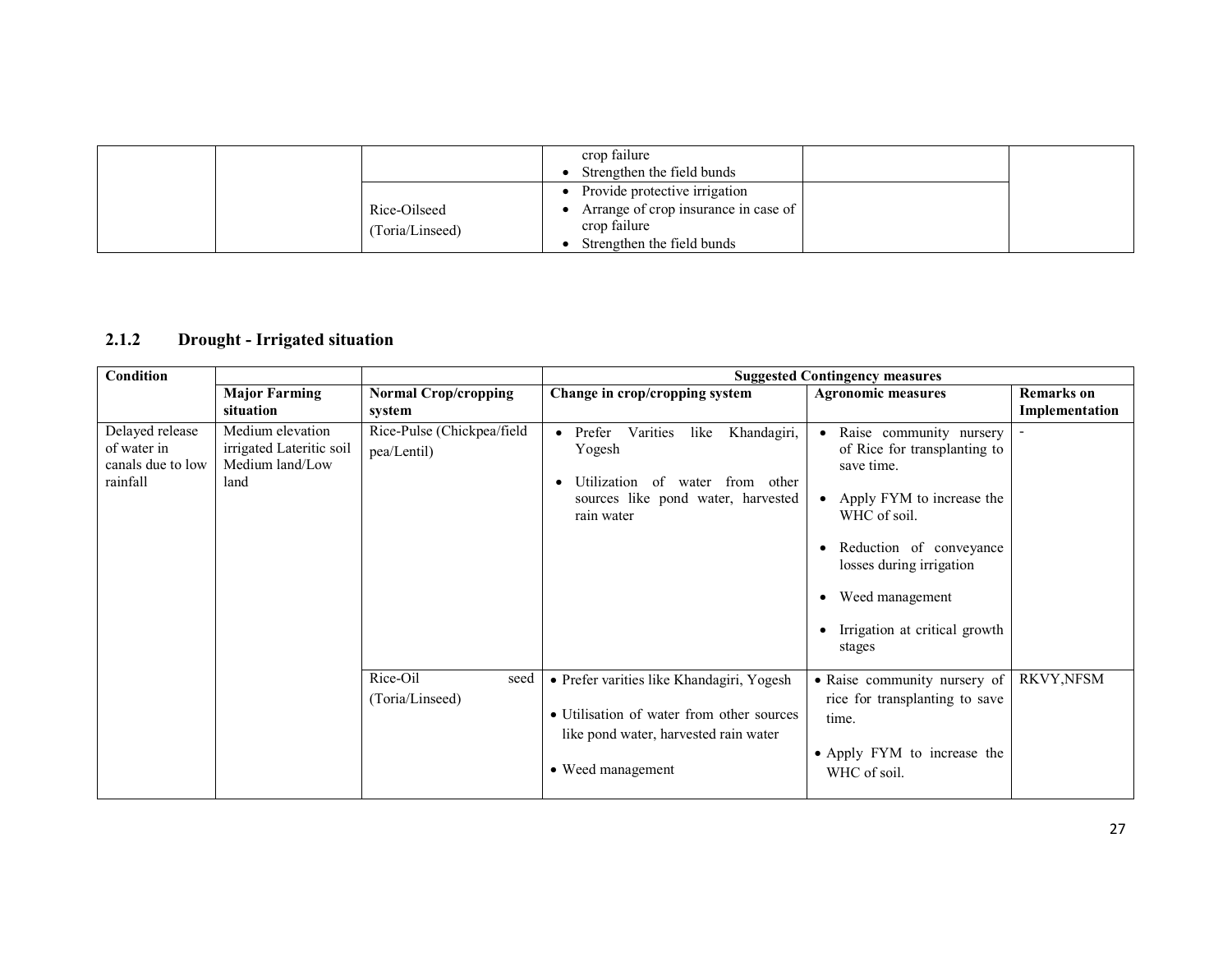| | | | • crop failure<br>• Strengthen the field bunds | | |
|---|---|---|---|---|---|
| | | Rice-Oilseed (Toria/Linseed) | • Provide protective irrigation<br>• Arrange of crop insurance in case of crop failure<br>• Strengthen the field bunds | | |

### 2.1.2 Drought - Irrigated situation

| Condition | | | Suggested Contingency measures | | |
|---|---|---|---|---|---|
| | Major Farming situation | Normal Crop/cropping system | Change in crop/cropping system | Agronomic measures | Remarks on Implementation |
| Delayed release of water in canals due to low rainfall | Medium elevation irrigated Lateritic soil Medium land/Low land | Rice-Pulse (Chickpea/field pea/Lentil) | • Prefer Varities like Khandagiri, Yogesh<br>• Utilization of water from other sources like pond water, harvested rain water | • Raise community nursery of Rice for transplanting to save time.<br>• Apply FYM to increase the WHC of soil.<br>• Reduction of conveyance losses during irrigation<br>• Weed management<br>• Irrigation at critical growth stages | - |
| | | Rice-Oil seed (Toria/Linseed) | • Prefer varities like Khandagiri, Yogesh<br>• Utilisation of water from other sources like pond water, harvested rain water<br>• Weed management | • Raise community nursery of rice for transplanting to save time.<br>• Apply FYM to increase the WHC of soil. | RKVY,NFSM |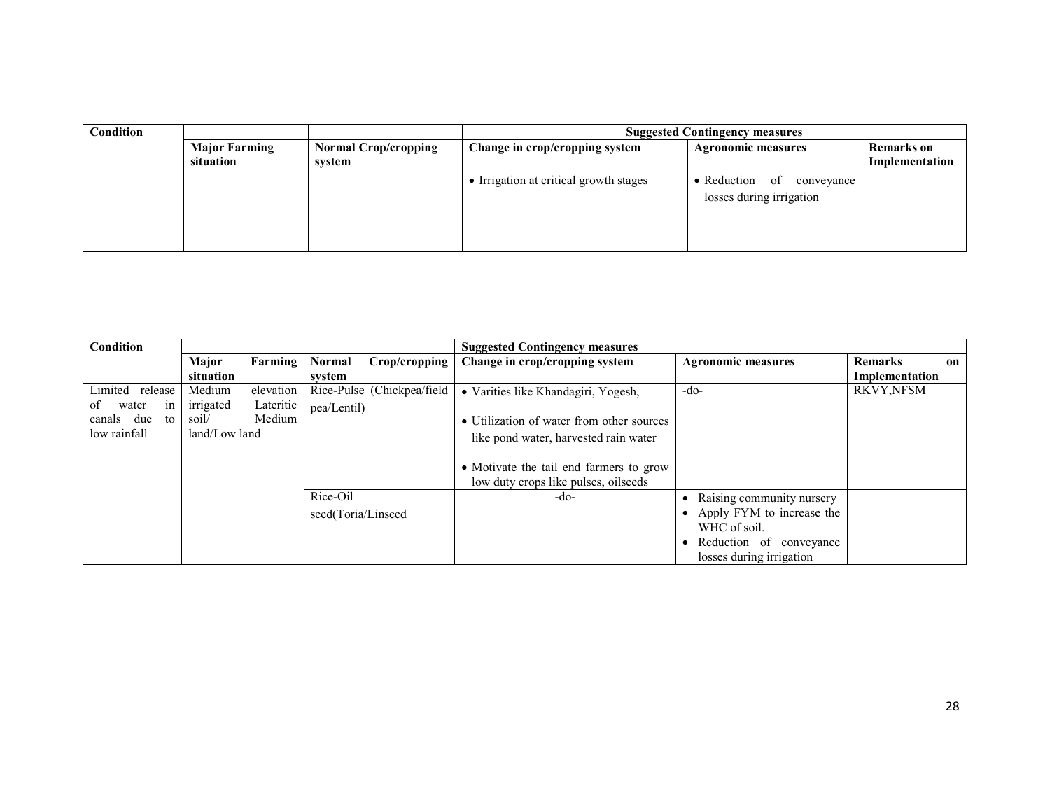| Condition | | | Suggested Contingency measures | | |
|---|---|---|---|---|---|
| | Major Farming situation | Normal Crop/cropping system | Change in crop/cropping system | Agronomic measures | Remarks on Implementation |
| | | | • Irrigation at critical growth stages | • Reduction of conveyance losses during irrigation | |

| Condition | | | Suggested Contingency measures | | |
|---|---|---|---|---|---|
| | Major Farming situation | Normal Crop/cropping system | Change in crop/cropping system | Agronomic measures | Remarks on Implementation |
| Limited release of water in canals due to low rainfall | Medium elevation irrigated Lateritic soil/ Medium land/Low land | Rice-Pulse (Chickpea/field pea/Lentil) | • Varities like Khandagiri, Yogesh,<br>• Utilization of water from other sources like pond water, harvested rain water<br>• Motivate the tail end farmers to grow low duty crops like pulses, oilseeds | -do- | RKVY,NFSM |
| | | Rice-Oil seed(Toria/Linseed | -do- | • Raising community nursery<br>• Apply FYM to increase the WHC of soil.<br>• Reduction of conveyance losses during irrigation | |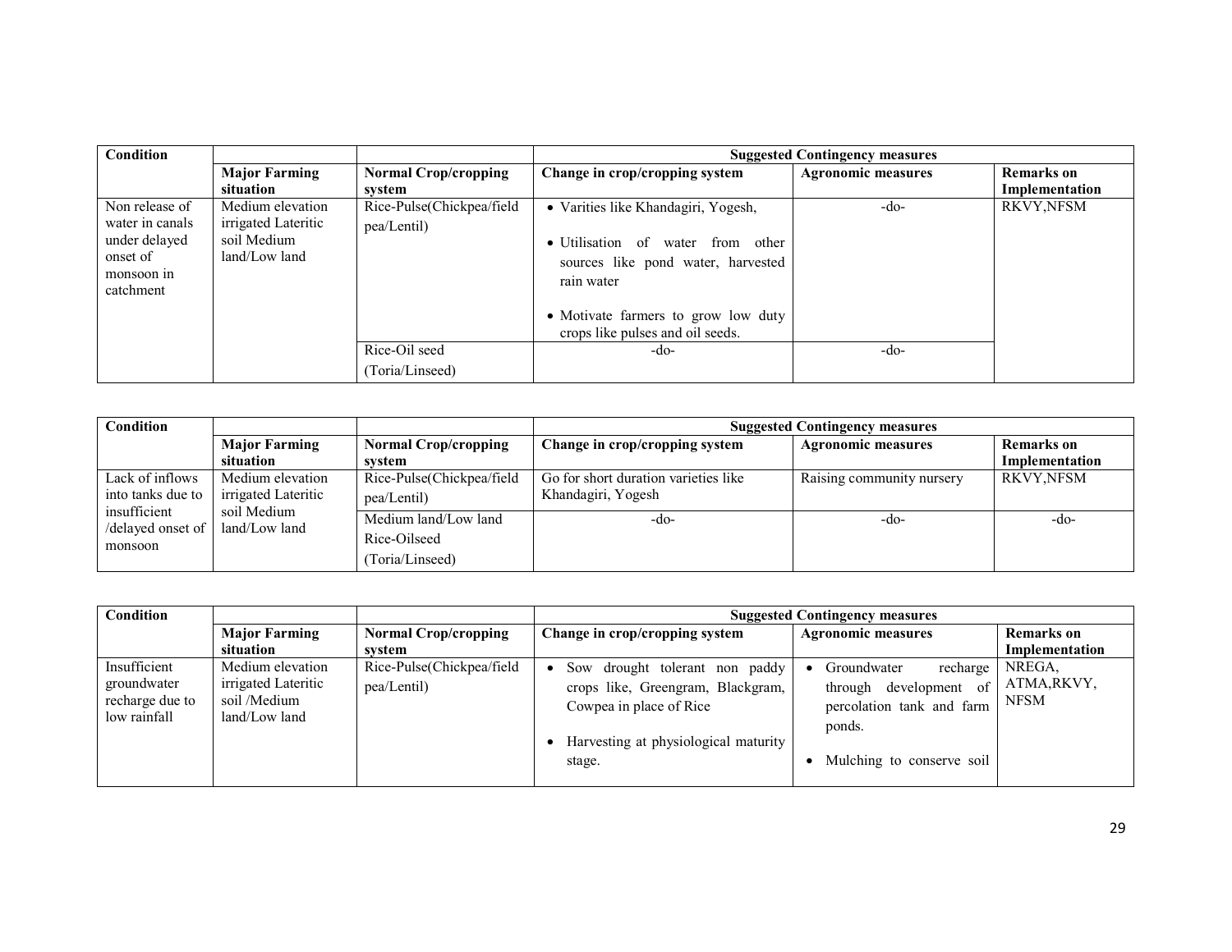| Condition | | | Suggested Contingency measures | | |
|---|---|---|---|---|---|
| | Major Farming situation | Normal Crop/cropping system | Change in crop/cropping system | Agronomic measures | Remarks on Implementation |
| Non release of water in canals under delayed onset of monsoon in catchment | Medium elevation irrigated Lateritic soil Medium land/Low land | Rice-Pulse(Chickpea/field pea/Lentil) | • Varities like Khandagiri, Yogesh,<br>• Utilisation of water from other sources like pond water, harvested rain water<br>• Motivate farmers to grow low duty crops like pulses and oil seeds. | -do- | RKVY,NFSM |
| | | Rice-Oil seed (Toria/Linseed) | -do- | -do- | |

| Condition | | | Suggested Contingency measures | | |
|---|---|---|---|---|---|
| | Major Farming situation | Normal Crop/cropping system | Change in crop/cropping system | Agronomic measures | Remarks on Implementation |
| Lack of inflows into tanks due to insufficient /delayed onset of monsoon | Medium elevation irrigated Lateritic soil Medium land/Low land | Rice-Pulse(Chickpea/field pea/Lentil) | Go for short duration varieties like Khandagiri, Yogesh | Raising community nursery | RKVY,NFSM |
| | | Medium land/Low land Rice-Oilseed (Toria/Linseed) | -do- | -do- | -do- |

| Condition | | | Suggested Contingency measures | | |
|---|---|---|---|---|---|
| | Major Farming situation | Normal Crop/cropping system | Change in crop/cropping system | Agronomic measures | Remarks on Implementation |
| Insufficient groundwater recharge due to low rainfall | Medium elevation irrigated Lateritic soil /Medium land/Low land | Rice-Pulse(Chickpea/field pea/Lentil) | • Sow drought tolerant non paddy crops like, Greengram, Blackgram, Cowpea in place of Rice<br>• Harvesting at physiological maturity stage. | • Groundwater recharge through development of percolation tank and farm ponds.<br>• Mulching to conserve soil | NREGA, ATMA,RKVY, NFSM |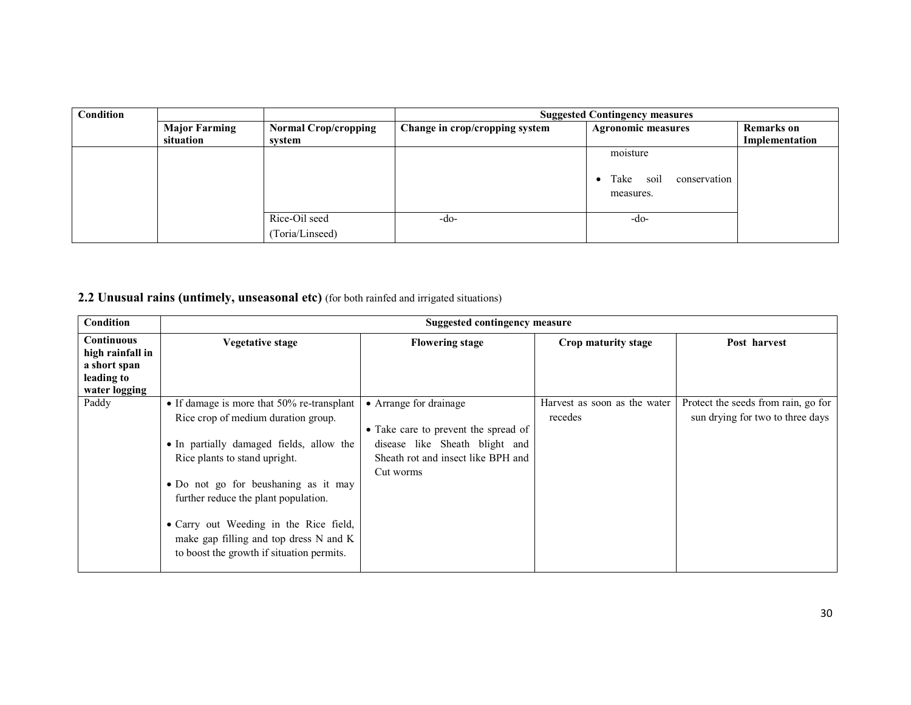| Condition | | | Suggested Contingency measures | | |
|---|---|---|---|---|---|
| | Major Farming situation | Normal Crop/cropping system | Change in crop/cropping system | Agronomic measures | Remarks on Implementation |
| | | | | moisture<br>• Take soil conservation measures. | |
| | | Rice-Oil seed (Toria/Linseed) | -do- | -do- | |

## 2.2 Unusual rains (untimely, unseasonal etc) (for both rainfed and irrigated situations)

| Condition | Suggested contingency measure | | | |
|---|---|---|---|---|
| Continuous high rainfall in a short span leading to water logging | Vegetative stage | Flowering stage | Crop maturity stage | Post harvest |
| Paddy | • If damage is more that 50% re-transplant Rice crop of medium duration group.<br>• In partially damaged fields, allow the Rice plants to stand upright.<br>• Do not go for beushaning as it may further reduce the plant population.<br>• Carry out Weeding in the Rice field, make gap filling and top dress N and K to boost the growth if situation permits. | • Arrange for drainage<br>• Take care to prevent the spread of disease like Sheath blight and Sheath rot and insect like BPH and Cut worms | Harvest as soon as the water recedes | Protect the seeds from rain, go for sun drying for two to three days |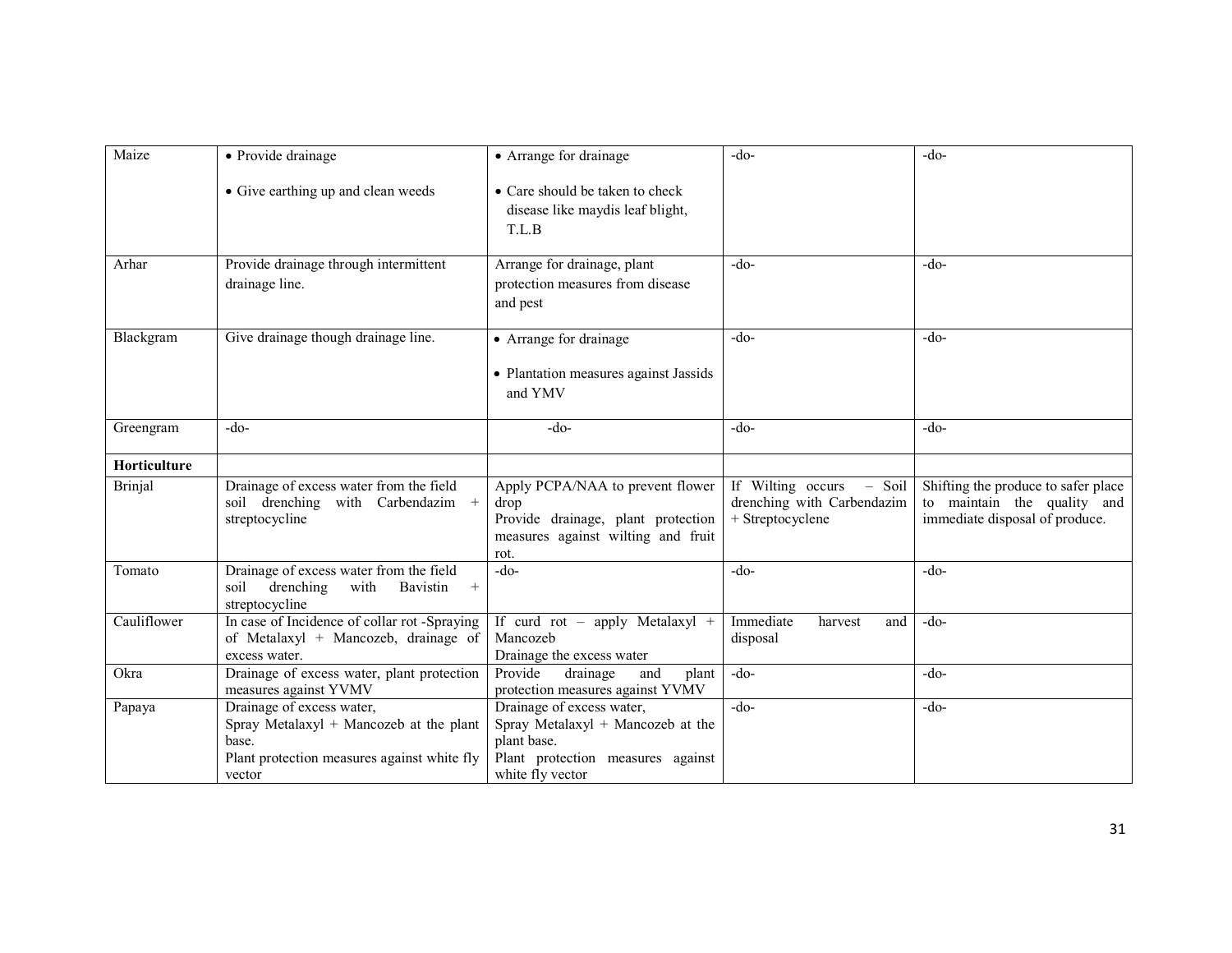| Maize | • Provide drainage<br>• Give earthing up and clean weeds | • Arrange for drainage<br>• Care should be taken to check disease like maydis leaf blight, T.L.B | -do- | -do- |
|---|---|---|---|---|
| Arhar | Provide drainage through intermittent drainage line. | Arrange for drainage, plant protection measures from disease and pest | -do- | -do- |
| Blackgram | Give drainage though drainage line. | • Arrange for drainage<br>• Plantation measures against Jassids and YMV | -do- | -do- |
| Greengram | -do- | -do- | -do- | -do- |
| **Horticulture** | | | | |
| Brinjal | Drainage of excess water from the field soil drenching with Carbendazim + streptocycline | Apply PCPA/NAA to prevent flower drop<br>Provide drainage, plant protection measures against wilting and fruit rot. | If Wilting occurs – Soil drenching with Carbendazim + Streptocyclene | Shifting the produce to safer place to maintain the quality and immediate disposal of produce. |
| Tomato | Drainage of excess water from the field soil drenching with Bavistin + streptocycline | -do- | -do- | -do- |
| Cauliflower | In case of Incidence of collar rot -Spraying of Metalaxyl + Mancozeb, drainage of excess water. | If curd rot – apply Metalaxyl + Mancozeb<br>Drainage the excess water | Immediate harvest and disposal | -do- |
| Okra | Drainage of excess water, plant protection measures against YVMV | Provide drainage and plant protection measures against YVMV | -do- | -do- |
| Papaya | Drainage of excess water,<br>Spray Metalaxyl + Mancozeb at the plant base.<br>Plant protection measures against white fly vector | Drainage of excess water,<br>Spray Metalaxyl + Mancozeb at the plant base.<br>Plant protection measures against white fly vector | -do- | -do- |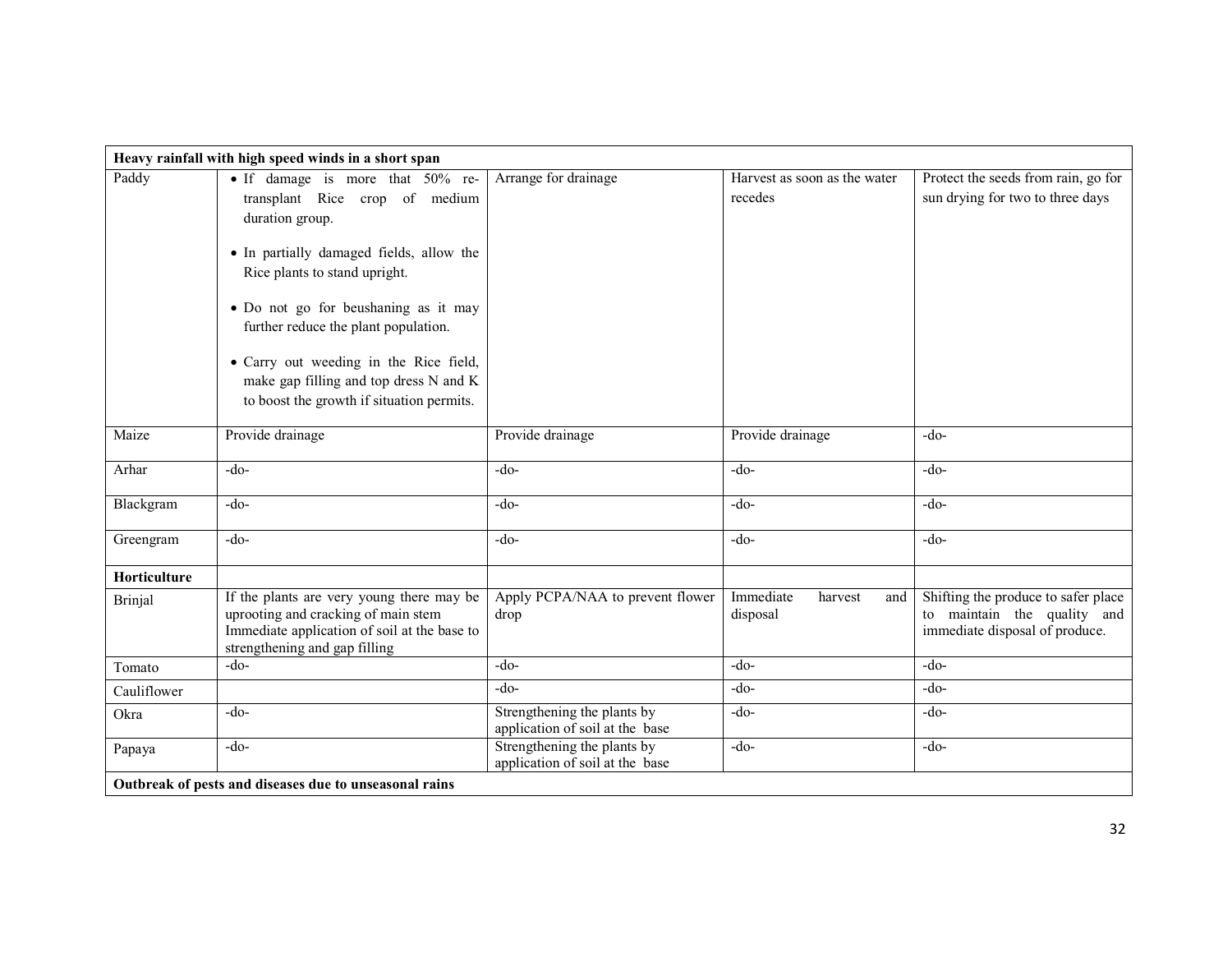| Heavy rainfall with high speed winds in a short span | | | | |
|---|---|---|---|---|
| Paddy | • If damage is more that 50% re-transplant Rice crop of medium duration group.<br>• In partially damaged fields, allow the Rice plants to stand upright.<br>• Do not go for beushaning as it may further reduce the plant population.<br>• Carry out weeding in the Rice field, make gap filling and top dress N and K to boost the growth if situation permits. | Arrange for drainage | Harvest as soon as the water recedes | Protect the seeds from rain, go for sun drying for two to three days |
| Maize | Provide drainage | Provide drainage | Provide drainage | -do- |
| Arhar | -do- | -do- | -do- | -do- |
| Blackgram | -do- | -do- | -do- | -do- |
| Greengram | -do- | -do- | -do- | -do- |
| **Horticulture** | | | | |
| Brinjal | If the plants are very young there may be uprooting and cracking of main stem Immediate application of soil at the base to strengthening and gap filling | Apply PCPA/NAA to prevent flower drop | Immediate harvest and disposal | Shifting the produce to safer place to maintain the quality and immediate disposal of produce. |
| Tomato | -do- | -do- | -do- | -do- |
| Cauliflower | | -do- | -do- | -do- |
| Okra | -do- | Strengthening the plants by application of soil at the base | -do- | -do- |
| Papaya | -do- | Strengthening the plants by application of soil at the base | -do- | -do- |
| **Outbreak of pests and diseases due to unseasonal rains** | | | | |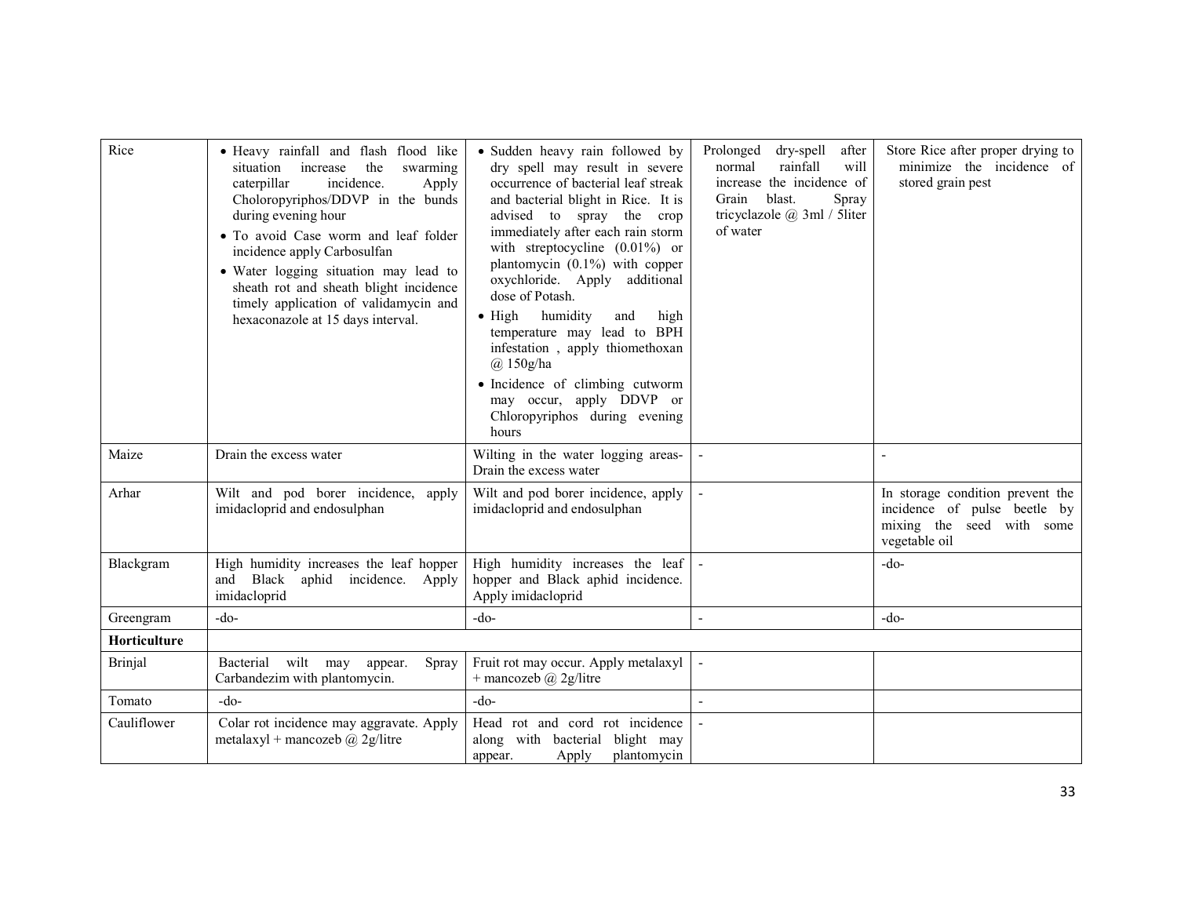| Rice | • Heavy rainfall and flash flood like situation increase the swarming caterpillar incidence. Apply Choloropyriphos/DDVP in the bunds during evening hour<br>• To avoid Case worm and leaf folder incidence apply Carbosulfan<br>• Water logging situation may lead to sheath rot and sheath blight incidence timely application of validamycin and hexaconazole at 15 days interval. | • Sudden heavy rain followed by dry spell may result in severe occurrence of bacterial leaf streak and bacterial blight in Rice. It is advised to spray the crop immediately after each rain storm with streptocycline (0.01%) or plantomycin (0.1%) with copper oxychloride. Apply additional dose of Potash.<br>• High humidity and high temperature may lead to BPH infestation , apply thiomethoxan @ 150g/ha<br>• Incidence of climbing cutworm may occur, apply DDVP or Chloropyriphos during evening hours | Prolonged dry-spell after normal rainfall will increase the incidence of Grain blast. Spray tricyclazole @ 3ml / 5liter of water | Store Rice after proper drying to minimize the incidence of stored grain pest |
|---|---|---|---|---|
| Maize | Drain the excess water | Wilting in the water logging areas- Drain the excess water | - | - |
| Arhar | Wilt and pod borer incidence, apply imidacloprid and endosulphan | Wilt and pod borer incidence, apply imidacloprid and endosulphan | - | In storage condition prevent the incidence of pulse beetle by mixing the seed with some vegetable oil |
| Blackgram | High humidity increases the leaf hopper and Black aphid incidence. Apply imidacloprid | High humidity increases the leaf hopper and Black aphid incidence. Apply imidacloprid | - | -do- |
| Greengram | -do- | -do- | - | -do- |
| **Horticulture** | | | | |
| Brinjal | Bacterial wilt may appear. Spray Carbandezim with plantomycin. | Fruit rot may occur. Apply metalaxyl + mancozeb @ 2g/litre | - | |
| Tomato | -do- | -do- | - | |
| Cauliflower | Colar rot incidence may aggravate. Apply metalaxyl + mancozeb @ 2g/litre | Head rot and cord rot incidence along with bacterial blight may appear. Apply plantomycin | - | |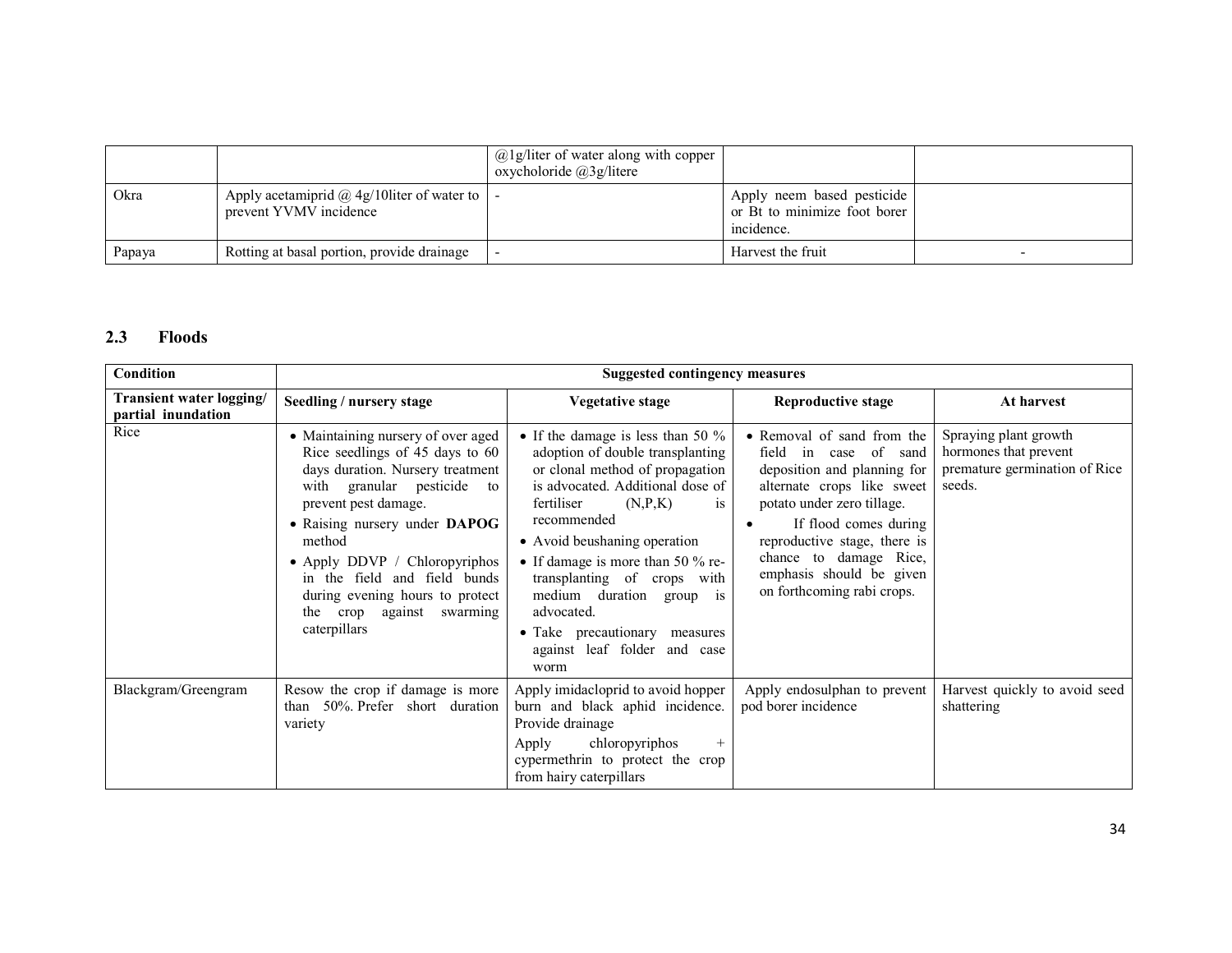| | | @1g/liter of water along with copper oxycholoride @3g/litere | | |
|---|---|---|---|---|
| Okra | Apply acetamiprid @ 4g/10liter of water to prevent YVMV incidence | - | Apply neem based pesticide or Bt to minimize foot borer incidence. | |
| Papaya | Rotting at basal portion, provide drainage | - | Harvest the fruit | - |

## 2.3 Floods

| Condition | Suggested contingency measures | | | |
|---|---|---|---|---|
| **Transient water logging/ partial inundation** | **Seedling / nursery stage** | **Vegetative stage** | **Reproductive stage** | **At harvest** |
| Rice | • Maintaining nursery of over aged Rice seedlings of 45 days to 60 days duration. Nursery treatment with granular pesticide to prevent pest damage.<br>• Raising nursery under **DAPOG** method<br>• Apply DDVP / Chloropyriphos in the field and field bunds during evening hours to protect the crop against swarming caterpillars | • If the damage is less than 50 % adoption of double transplanting or clonal method of propagation is advocated. Additional dose of fertiliser (N,P,K) is recommended<br>• Avoid beushaning operation<br>• If damage is more than 50 % re-transplanting of crops with medium duration group is advocated.<br>• Take precautionary measures against leaf folder and case worm | • Removal of sand from the field in case of sand deposition and planning for alternate crops like sweet potato under zero tillage.<br>• If flood comes during reproductive stage, there is chance to damage Rice, emphasis should be given on forthcoming rabi crops. | Spraying plant growth hormones that prevent premature germination of Rice seeds. |
| Blackgram/Greengram | Resow the crop if damage is more than 50%. Prefer short duration variety | Apply imidacloprid to avoid hopper burn and black aphid incidence. Provide drainage<br>Apply chloropyriphos + cypermethrin to protect the crop from hairy caterpillars | Apply endosulphan to prevent pod borer incidence | Harvest quickly to avoid seed shattering |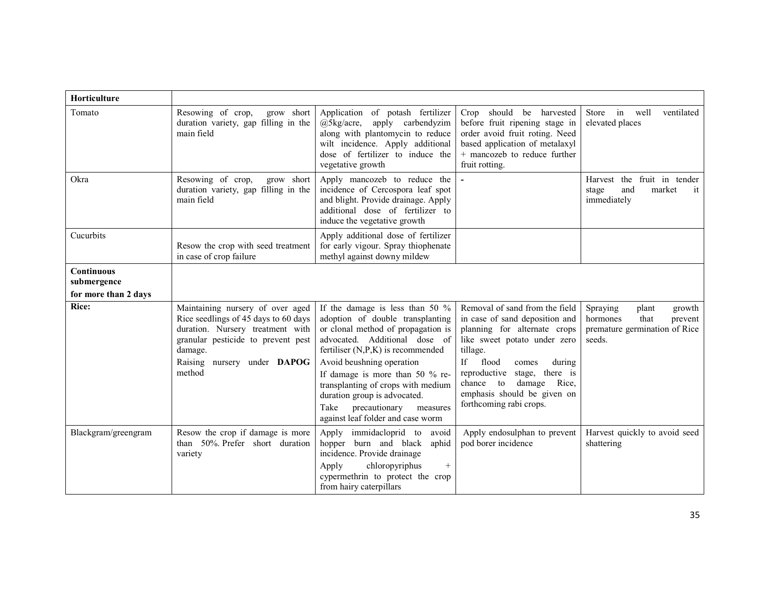| **Horticulture** | | | | |
|---|---|---|---|---|
| Tomato | Resowing of crop, grow short duration variety, gap filling in the main field | Application of potash fertilizer @5kg/acre, apply carbendyzim along with plantomycin to reduce wilt incidence. Apply additional dose of fertilizer to induce the vegetative growth | Crop should be harvested before fruit ripening stage in order avoid fruit roting. Need based application of metalaxyl + mancozeb to reduce further fruit rotting. | Store in well ventilated elevated places |
| Okra | Resowing of crop, grow short duration variety, gap filling in the main field | Apply mancozeb to reduce the incidence of Cercospora leaf spot and blight. Provide drainage. Apply additional dose of fertilizer to induce the vegetative growth | - | Harvest the fruit in tender stage and market it immediately |
| Cucurbits | Resow the crop with seed treatment in case of crop failure | Apply additional dose of fertilizer for early vigour. Spray thiophenate methyl against downy mildew | | |
| **Continuous submergence for more than 2 days** | | | | |
| **Rice:** | Maintaining nursery of over aged Rice seedlings of 45 days to 60 days duration. Nursery treatment with granular pesticide to prevent pest damage.<br>Raising nursery under **DAPOG** method | If the damage is less than 50 % adoption of double transplanting or clonal method of propagation is advocated. Additional dose of fertiliser (N,P,K) is recommended<br>Avoid beushning operation<br>If damage is more than 50 % re-transplanting of crops with medium duration group is advocated.<br>Take precautionary measures against leaf folder and case worm | Removal of sand from the field in case of sand deposition and planning for alternate crops like sweet potato under zero tillage.<br>If flood comes during reproductive stage, there is chance to damage Rice, emphasis should be given on forthcoming rabi crops. | Spraying plant growth hormones that prevent premature germination of Rice seeds. |
| Blackgram/greengram | Resow the crop if damage is more than 50%. Prefer short duration variety | Apply immidacloprid to avoid hopper burn and black aphid incidence. Provide drainage<br>Apply chloropyriphus + cypermethrin to protect the crop from hairy caterpillars | Apply endosulphan to prevent pod borer incidence | Harvest quickly to avoid seed shattering |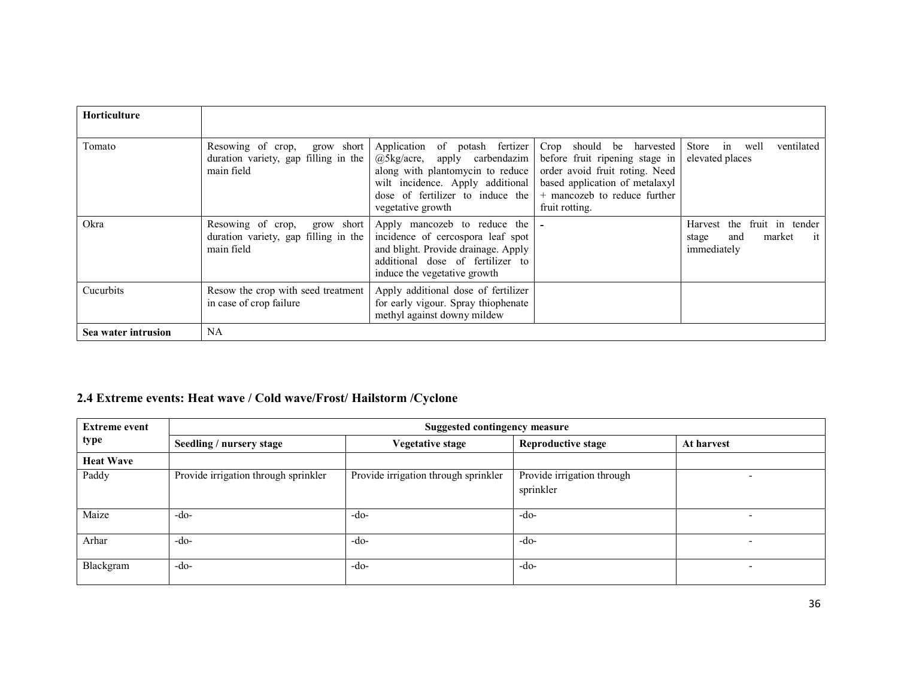| Horticulture | | | | |
|---|---|---|---|---|
| Tomato | Resowing of crop, grow short duration variety, gap filling in the main field | Application of potash fertizer @5kg/acre, apply carbendazim along with plantomycin to reduce wilt incidence. Apply additional dose of fertilizer to induce the vegetative growth | Crop should be harvested before fruit ripening stage in order avoid fruit roting. Need based application of metalaxyl + mancozeb to reduce further fruit rotting. | Store in well ventilated elevated places |
| Okra | Resowing of crop, grow short duration variety, gap filling in the main field | Apply mancozeb to reduce the incidence of cercospora leaf spot and blight. Provide drainage. Apply additional dose of fertilizer to induce the vegetative growth | - | Harvest the fruit in tender stage and market it immediately |
| Cucurbits | Resow the crop with seed treatment in case of crop failure | Apply additional dose of fertilizer for early vigour. Spray thiophenate methyl against downy mildew | | |
| **Sea water intrusion** | NA | | | |

## 2.4 Extreme events: Heat wave / Cold wave/Frost/ Hailstorm /Cyclone

| Extreme event type | Suggested contingency measure | | | |
|---|---|---|---|---|
| | **Seedling / nursery stage** | **Vegetative stage** | **Reproductive stage** | **At harvest** |
| **Heat Wave** | | | | |
| Paddy | Provide irrigation through sprinkler | Provide irrigation through sprinkler | Provide irrigation through sprinkler | - |
| Maize | -do- | -do- | -do- | - |
| Arhar | -do- | -do- | -do- | - |
| Blackgram | -do- | -do- | -do- | - |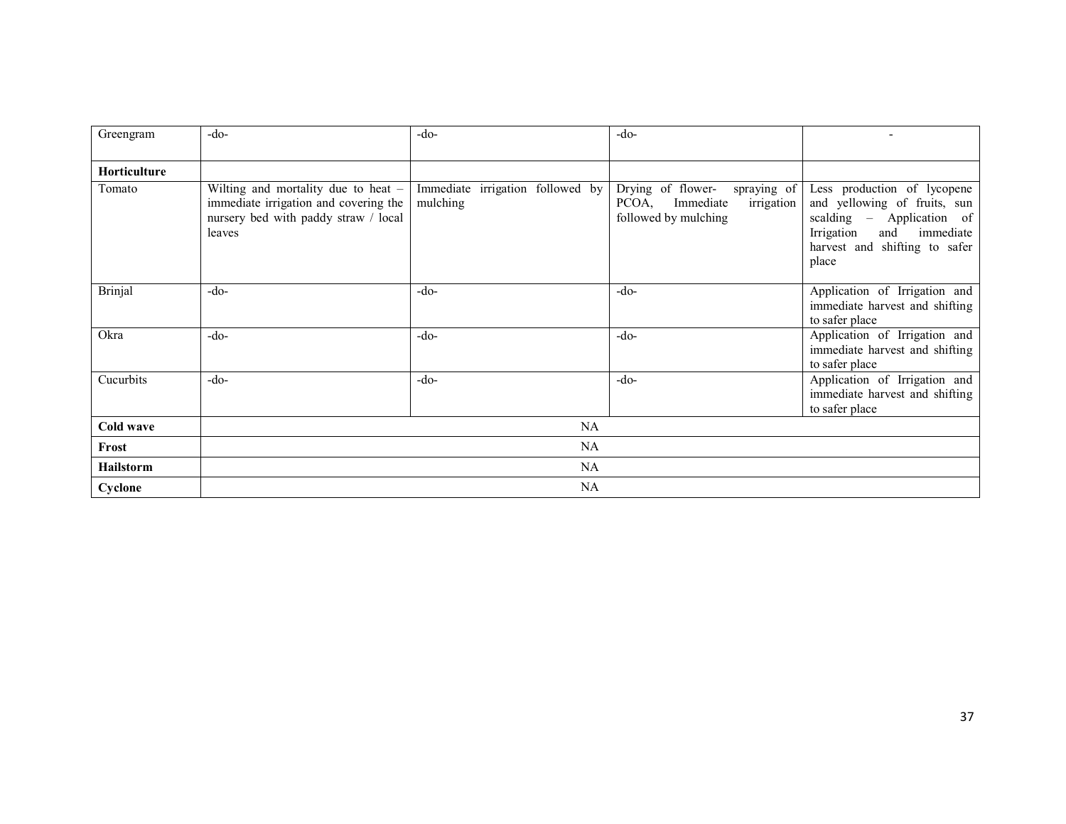| Greengram | -do- | -do- | -do- | - |
|---|---|---|---|---|
| **Horticulture** | | | | |
| Tomato | Wilting and mortality due to heat – immediate irrigation and covering the nursery bed with paddy straw / local leaves | Immediate irrigation followed by mulching | Drying of flower- spraying of PCOA, Immediate irrigation followed by mulching | Less production of lycopene and yellowing of fruits, sun scalding – Application of Irrigation and immediate harvest and shifting to safer place |
| Brinjal | -do- | -do- | -do- | Application of Irrigation and immediate harvest and shifting to safer place |
| Okra | -do- | -do- | -do- | Application of Irrigation and immediate harvest and shifting to safer place |
| Cucurbits | -do- | -do- | -do- | Application of Irrigation and immediate harvest and shifting to safer place |
| **Cold wave** | NA | | | |
| **Frost** | NA | | | |
| **Hailstorm** | NA | | | |
| **Cyclone** | NA | | | |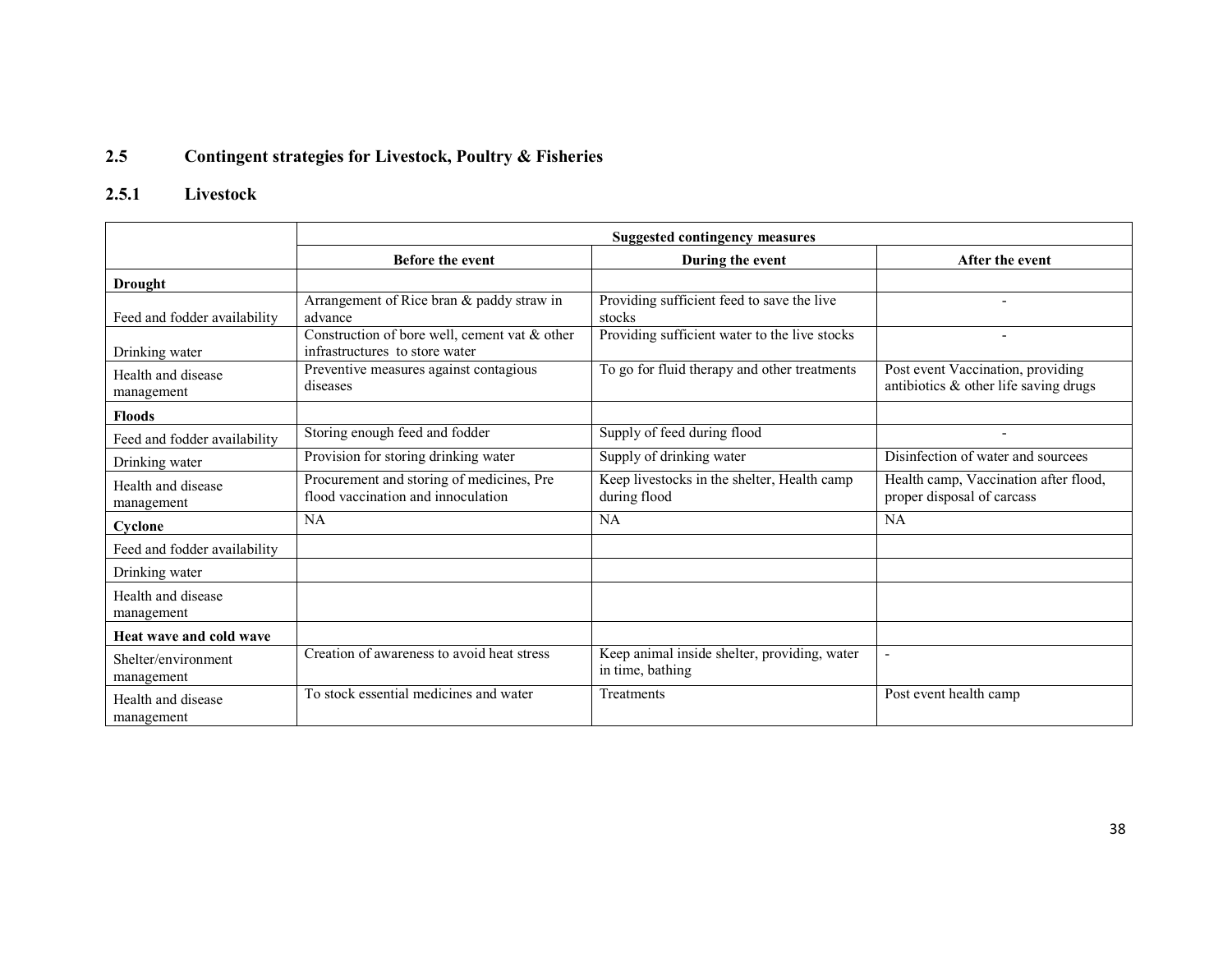## 2.5 Contingent strategies for Livestock, Poultry & Fisheries

### 2.5.1 Livestock

| | Suggested contingency measures | | |
|---|---|---|---|
| | **Before the event** | **During the event** | **After the event** |
| **Drought** | | | |
| Feed and fodder availability | Arrangement of Rice bran & paddy straw in advance | Providing sufficient feed to save the live stocks | - |
| Drinking water | Construction of bore well, cement vat & other infrastructures to store water | Providing sufficient water to the live stocks | - |
| Health and disease management | Preventive measures against contagious diseases | To go for fluid therapy and other treatments | Post event Vaccination, providing antibiotics & other life saving drugs |
| **Floods** | | | |
| Feed and fodder availability | Storing enough feed and fodder | Supply of feed during flood | - |
| Drinking water | Provision for storing drinking water | Supply of drinking water | Disinfection of water and sourcees |
| Health and disease management | Procurement and storing of medicines, Pre flood vaccination and innoculation | Keep livestocks in the shelter, Health camp during flood | Health camp, Vaccination after flood, proper disposal of carcass |
| **Cyclone** | NA | NA | NA |
| Feed and fodder availability | | | |
| Drinking water | | | |
| Health and disease management | | | |
| **Heat wave and cold wave** | | | |
| Shelter/environment management | Creation of awareness to avoid heat stress | Keep animal inside shelter, providing, water in time, bathing | - |
| Health and disease management | To stock essential medicines and water | Treatments | Post event health camp |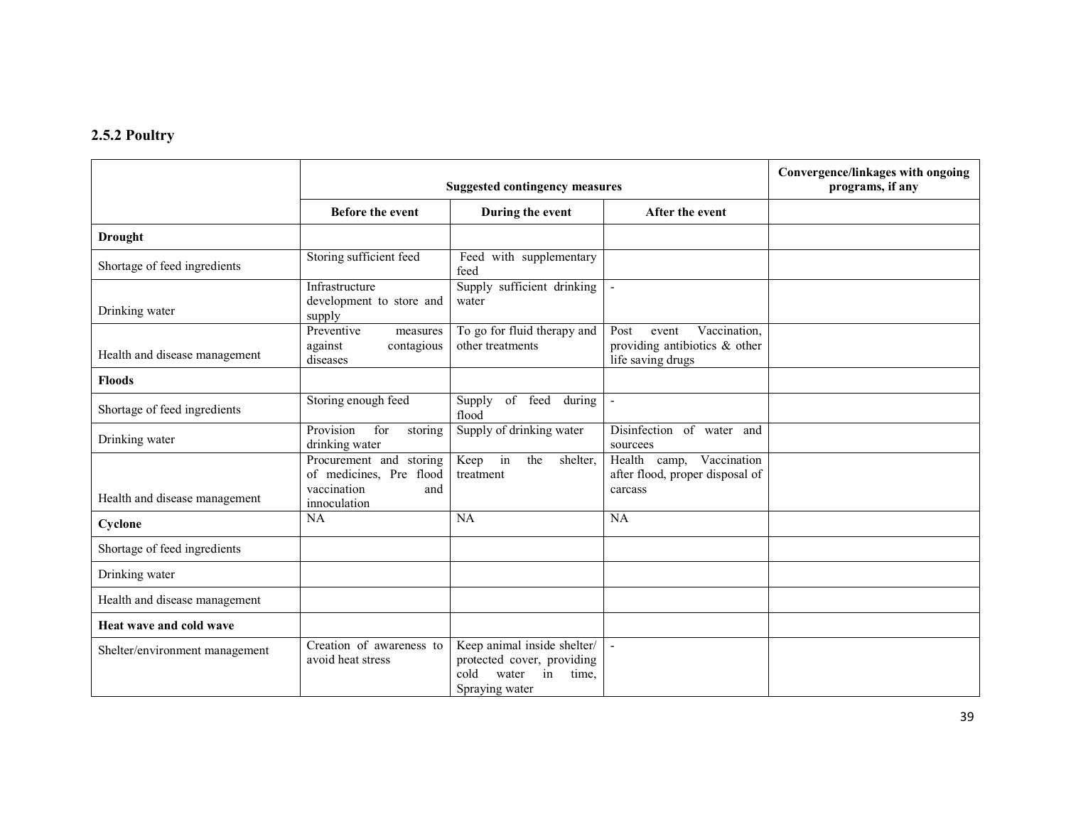## 2.5.2 Poultry

| | Suggested contingency measures | | | Convergence/linkages with ongoing programs, if any |
|---|---|---|---|---|
| | **Before the event** | **During the event** | **After the event** | |
| **Drought** | | | | |
| Shortage of feed ingredients | Storing sufficient feed | Feed with supplementary feed | | |
| Drinking water | Infrastructure development to store and supply | Supply sufficient drinking water | - | |
| Health and disease management | Preventive measures against contagious diseases | To go for fluid therapy and other treatments | Post event Vaccination, providing antibiotics & other life saving drugs | |
| **Floods** | | | | |
| Shortage of feed ingredients | Storing enough feed | Supply of feed during flood | - | |
| Drinking water | Provision for storing drinking water | Supply of drinking water | Disinfection of water and sourcees | |
| Health and disease management | Procurement and storing of medicines, Pre flood vaccination and innoculation | Keep in the shelter, treatment | Health camp, Vaccination after flood, proper disposal of carcass | |
| **Cyclone** | NA | NA | NA | |
| Shortage of feed ingredients | | | | |
| Drinking water | | | | |
| Health and disease management | | | | |
| **Heat wave and cold wave** | | | | |
| Shelter/environment management | Creation of awareness to avoid heat stress | Keep animal inside shelter/ protected cover, providing cold water in time, Spraying water | - | |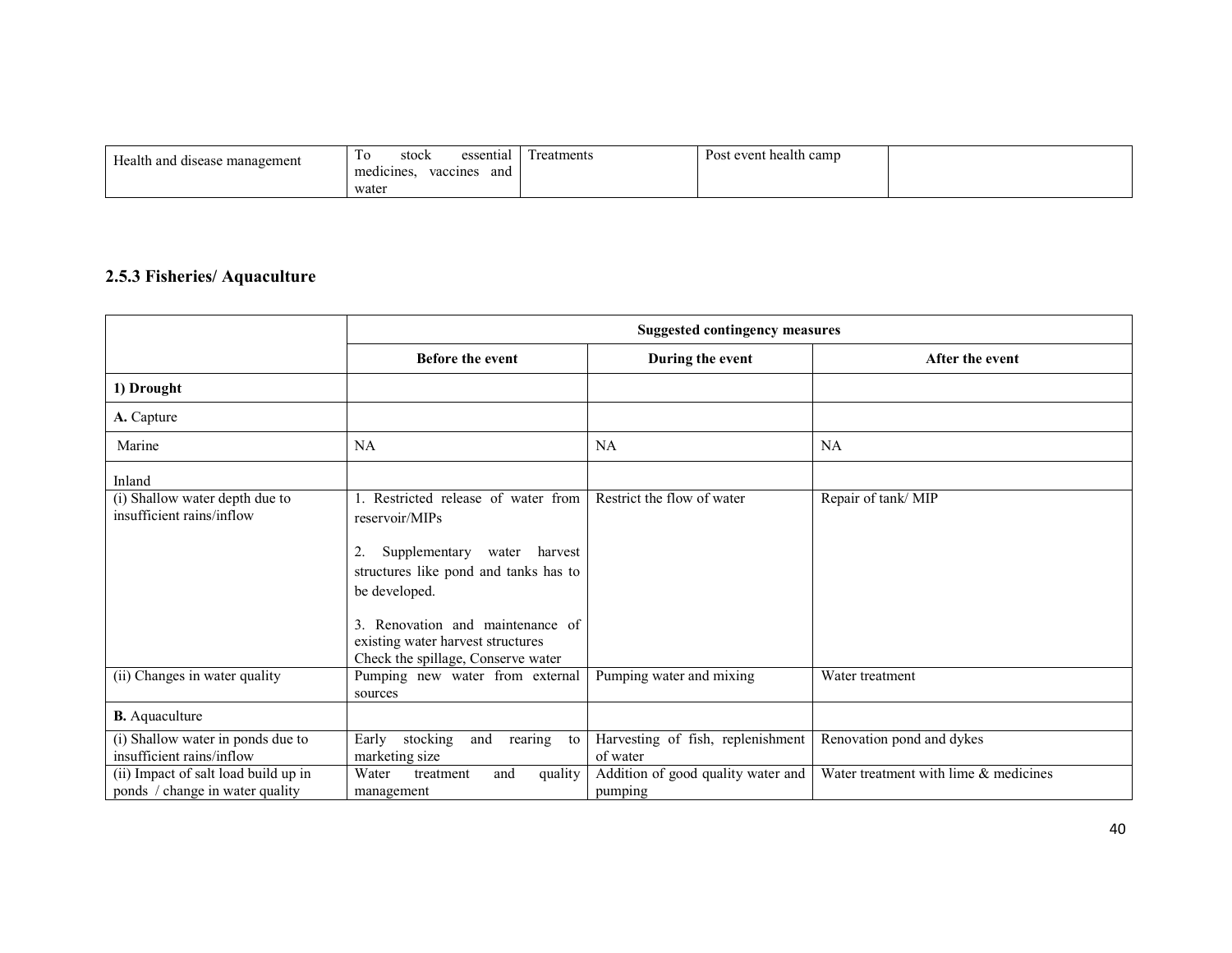| Health and disease management | To stock essential medicines, vaccines and water | Treatments | Post event health camp | |
|---|---|---|---|---|

### 2.5.3 Fisheries/ Aquaculture

| | Suggested contingency measures | | |
|---|---|---|---|
| | **Before the event** | **During the event** | **After the event** |
| **1) Drought** | | | |
| **A.** Capture | | | |
| Marine | NA | NA | NA |
| Inland | | | |
| (i) Shallow water depth due to insufficient rains/inflow | 1. Restricted release of water from reservoir/MIPs<br><br>2. Supplementary water harvest structures like pond and tanks has to be developed.<br><br>3. Renovation and maintenance of existing water harvest structures Check the spillage, Conserve water | Restrict the flow of water | Repair of tank/ MIP |
| (ii) Changes in water quality | Pumping new water from external sources | Pumping water and mixing | Water treatment |
| **B.** Aquaculture | | | |
| (i) Shallow water in ponds due to insufficient rains/inflow | Early stocking and rearing to marketing size | Harvesting of fish, replenishment of water | Renovation pond and dykes |
| (ii) Impact of salt load build up in ponds / change in water quality | Water treatment and quality management | Addition of good quality water and pumping | Water treatment with lime & medicines |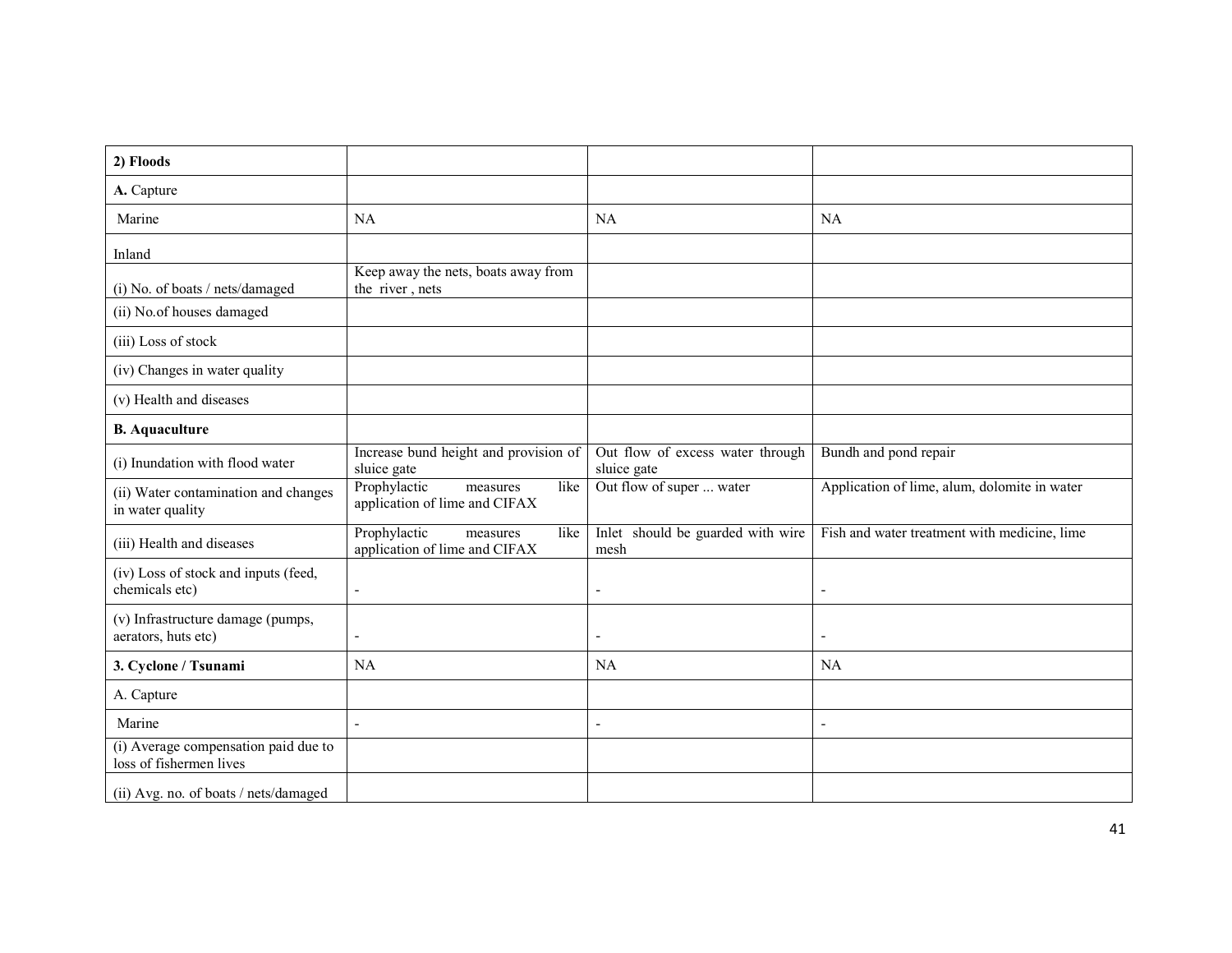| **2) Floods** | | | |
|---|---|---|---|
| **A.** Capture | | | |
| Marine | NA | NA | NA |
| Inland | | | |
| (i) No. of boats / nets/damaged | Keep away the nets, boats away from the river , nets | | |
| (ii) No.of houses damaged | | | |
| (iii) Loss of stock | | | |
| (iv) Changes in water quality | | | |
| (v) Health and diseases | | | |
| **B. Aquaculture** | | | |
| (i) Inundation with flood water | Increase bund height and provision of sluice gate | Out flow of excess water through sluice gate | Bundh and pond repair |
| (ii) Water contamination and changes in water quality | Prophylactic measures like application of lime and CIFAX | Out flow of super ... water | Application of lime, alum, dolomite in water |
| (iii) Health and diseases | Prophylactic measures like application of lime and CIFAX | Inlet should be guarded with wire mesh | Fish and water treatment with medicine, lime |
| (iv) Loss of stock and inputs (feed, chemicals etc) | - | - | - |
| (v) Infrastructure damage (pumps, aerators, huts etc) | - | - | - |
| **3. Cyclone / Tsunami** | NA | NA | NA |
| A. Capture | | | |
| Marine | - | - | - |
| (i) Average compensation paid due to loss of fishermen lives | | | |
| (ii) Avg. no. of boats / nets/damaged | | | |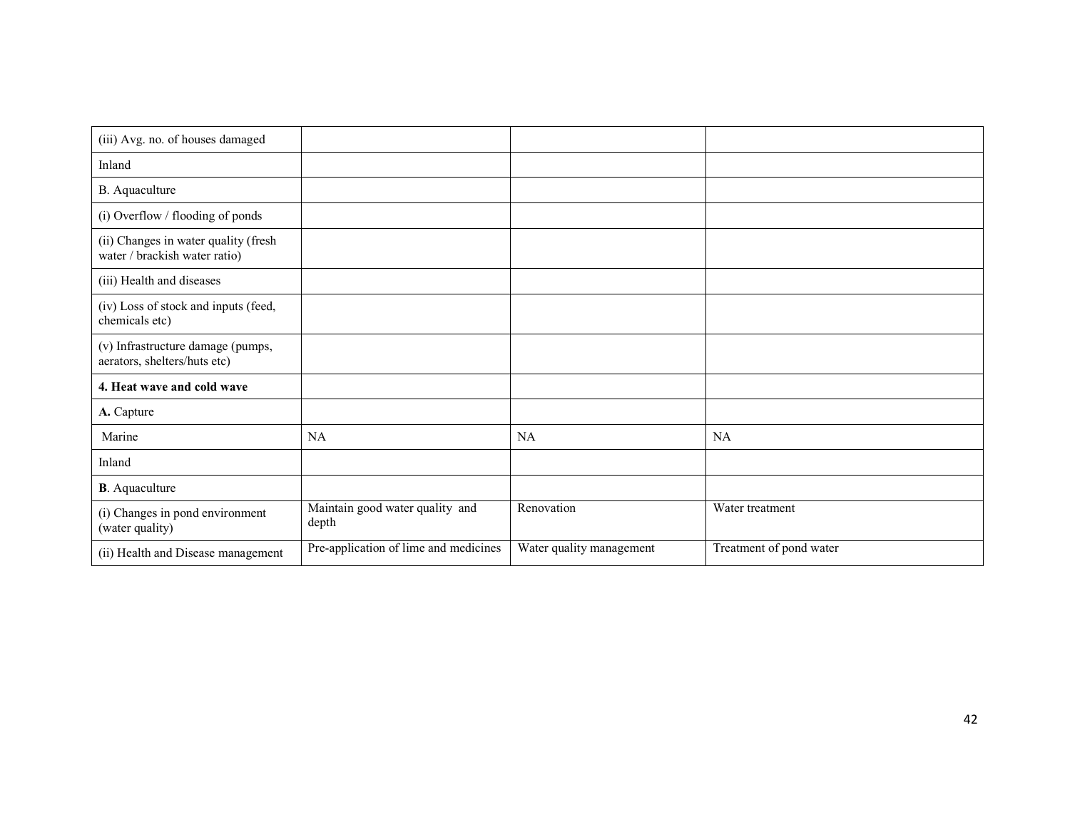| | | | |
|---|---|---|---|
| (iii) Avg. no. of houses damaged | | | |
| Inland | | | |
| B. Aquaculture | | | |
| (i) Overflow / flooding of ponds | | | |
| (ii) Changes in water quality (fresh water / brackish water ratio) | | | |
| (iii) Health and diseases | | | |
| (iv) Loss of stock and inputs (feed, chemicals etc) | | | |
| (v) Infrastructure damage (pumps, aerators, shelters/huts etc) | | | |
| **4. Heat wave and cold wave** | | | |
| **A.** Capture | | | |
| Marine | NA | NA | NA |
| Inland | | | |
| **B**. Aquaculture | | | |
| (i) Changes in pond environment (water quality) | Maintain good water quality and depth | Renovation | Water treatment |
| (ii) Health and Disease management | Pre-application of lime and medicines | Water quality management | Treatment of pond water |